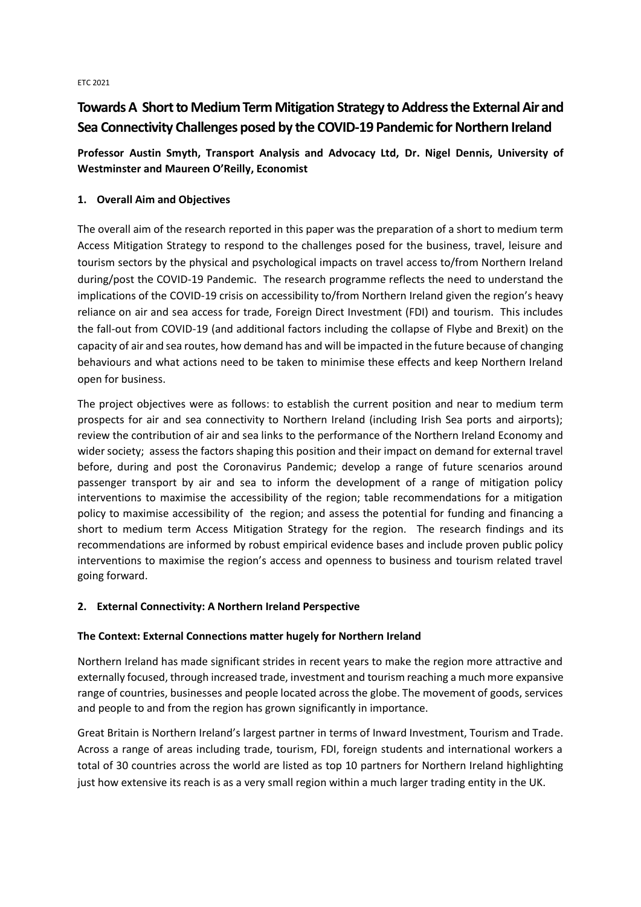ETC 2021

# Towards A Short to Medium Term Mitigation Strategy to Address the External Air and Sea Connectivity Challenges posed by the COVID-19 Pandemic for Northern Ireland

**Professor Austin Smyth, Transport Analysis and Advocacy Ltd, Dr. Nigel Dennis, University of Westminster and Maureen O'Reilly, Economist**

## 1. Overall Aim and Objectives

The overall aim of the research reported in this paper was the preparation of a short to medium term Access Mitigation Strategy to respond to the challenges posed for the business, travel, leisure and tourism sectors by the physical and psychological impacts on travel access to/from Northern Ireland during/post the COVID-19 Pandemic. The research programme reflects the need to understand the implications of the COVID-19 crisis on accessibility to/from Northern Ireland given the region's heavy reliance on air and sea access for trade, Foreign Direct Investment (FDI) and tourism. This includes the fall-out from COVID-19 (and additional factors including the collapse of Flybe and Brexit) on the capacity of air and sea routes, how demand has and will be impacted in the future because of changing behaviours and what actions need to be taken to minimise these effects and keep Northern Ireland open for business.

The project objectives were as follows: to establish the current position and near to medium term prospects for air and sea connectivity to Northern Ireland (including Irish Sea ports and airports); review the contribution of air and sea links to the performance of the Northern Ireland Economy and wider society; assess the factors shaping this position and their impact on demand for external travel before, during and post the Coronavirus Pandemic; develop a range of future scenarios around passenger transport by air and sea to inform the development of a range of mitigation policy interventions to maximise the accessibility of the region; table recommendations for a mitigation policy to maximise accessibility of the region; and assess the potential for funding and financing a short to medium term Access Mitigation Strategy for the region. The research findings and its recommendations are informed by robust empirical evidence bases and include proven public policy interventions to maximise the region's access and openness to business and tourism related travel going forward.

## 2. External Connectivity: A Northern Ireland Perspective

### The Context: External Connections matter hugely for Northern Ireland

Northern Ireland has made significant strides in recent years to make the region more attractive and externally focused, through increased trade, investment and tourism reaching a much more expansive range of countries, businesses and people located across the globe. The movement of goods, services and people to and from the region has grown significantly in importance.

Great Britain is Northern Ireland's largest partner in terms of Inward Investment, Tourism and Trade. Across a range of areas including trade, tourism, FDI, foreign students and international workers a total of 30 countries across the world are listed as top 10 partners for Northern Ireland highlighting just how extensive its reach is as a very small region within a much larger trading entity in the UK.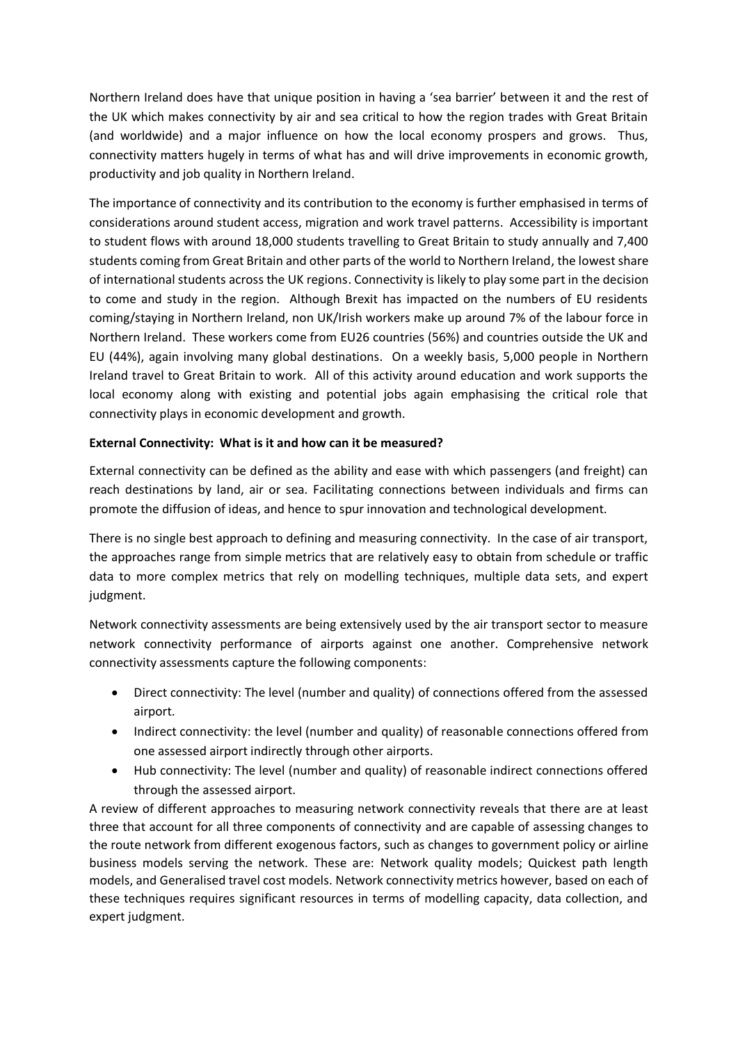Northern Ireland does have that unique position in having a 'sea barrier' between it and the rest of the UK which makes connectivity by air and sea critical to how the region trades with Great Britain (and worldwide) and a major influence on how the local economy prospers and grows. Thus, connectivity matters hugely in terms of what has and will drive improvements in economic growth, productivity and job quality in Northern Ireland.

The importance of connectivity and its contribution to the economy is further emphasised in terms of considerations around student access, migration and work travel patterns. Accessibility is important to student flows with around 18,000 students travelling to Great Britain to study annually and 7,400 students coming from Great Britain and other parts of the world to Northern Ireland, the lowest share of international students across the UK regions. Connectivity is likely to play some part in the decision to come and study in the region. Although Brexit has impacted on the numbers of EU residents coming/staying in Northern Ireland, non UK/Irish workers make up around 7% of the labour force in Northern Ireland. These workers come from EU26 countries (56%) and countries outside the UK and EU (44%), again involving many global destinations. On a weekly basis, 5,000 people in Northern Ireland travel to Great Britain to work. All of this activity around education and work supports the local economy along with existing and potential jobs again emphasising the critical role that connectivity plays in economic development and growth.

**External Connectivity: What is it and how can it be measured?**

External connectivity can be defined as the ability and ease with which passengers (and freight) can reach destinations by land, air or sea. Facilitating connections between individuals and firms can promote the diffusion of ideas, and hence to spur innovation and technological development.

There is no single best approach to defining and measuring connectivity. In the case of air transport, the approaches range from simple metrics that are relatively easy to obtain from schedule or traffic data to more complex metrics that rely on modelling techniques, multiple data sets, and expert judgment.

Network connectivity assessments are being extensively used by the air transport sector to measure network connectivity performance of airports against one another. Comprehensive network connectivity assessments capture the following components:

- Direct connectivity: The level (number and quality) of connections offered from the assessed airport.
- Indirect connectivity: the level (number and quality) of reasonable connections offered from one assessed airport indirectly through other airports.
- Hub connectivity: The level (number and quality) of reasonable indirect connections offered through the assessed airport.

A review of different approaches to measuring network connectivity reveals that there are at least three that account for all three components of connectivity and are capable of assessing changes to the route network from different exogenous factors, such as changes to government policy or airline business models serving the network. These are: Network quality models; Quickest path length models, and Generalised travel cost models. Network connectivity metrics however, based on each of these techniques requires significant resources in terms of modelling capacity, data collection, and expert judgment.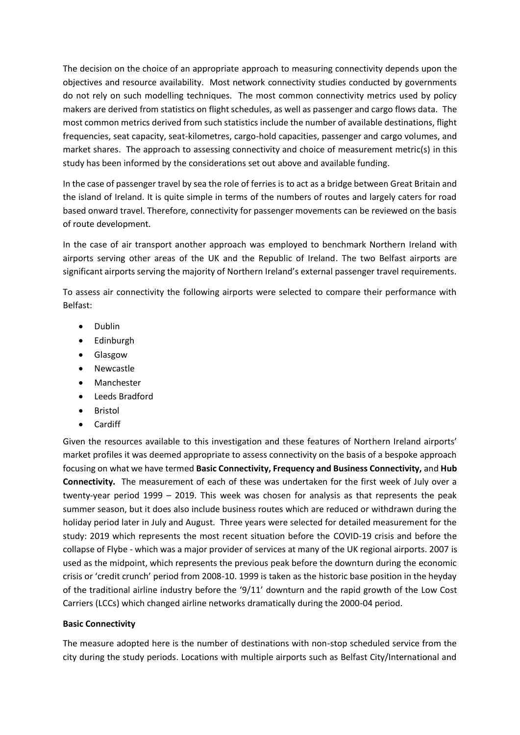The decision on the choice of an appropriate approach to measuring connectivity depends upon the objectives and resource availability. Most network connectivity studies conducted by governments do not rely on such modelling techniques. The most common connectivity metrics used by policy makers are derived from statistics on flight schedules, as well as passenger and cargo flows data. The most common metrics derived from such statistics include the number of available destinations, flight frequencies, seat capacity, seat-kilometres, cargo-hold capacities, passenger and cargo volumes, and market shares. The approach to assessing connectivity and choice of measurement metric(s) in this study has been informed by the considerations set out above and available funding.

In the case of passenger travel by sea the role of ferries is to act as a bridge between Great Britain and the island of Ireland. It is quite simple in terms of the numbers of routes and largely caters for road based onward travel. Therefore, connectivity for passenger movements can be reviewed on the basis of route development.

In the case of air transport another approach was employed to benchmark Northern Ireland with airports serving other areas of the UK and the Republic of Ireland. The two Belfast airports are significant airports serving the majority of Northern Ireland's external passenger travel requirements.

To assess air connectivity the following airports were selected to compare their performance with Belfast:

- Dublin
- Edinburgh
- Glasgow
- Newcastle
- Manchester
- Leeds Bradford
- Bristol
- Cardiff

Given the resources available to this investigation and these features of Northern Ireland airports' market profiles it was deemed appropriate to assess connectivity on the basis of a bespoke approach focusing on what we have termed **Basic Connectivity, Frequency and Business Connectivity,** and **Hub Connectivity.** The measurement of each of these was undertaken for the first week of July over a twenty-year period 1999 – 2019. This week was chosen for analysis as that represents the peak summer season, but it does also include business routes which are reduced or withdrawn during the holiday period later in July and August. Three years were selected for detailed measurement for the study: 2019 which represents the most recent situation before the COVID-19 crisis and before the collapse of Flybe - which was a major provider of services at many of the UK regional airports. 2007 is used as the midpoint, which represents the previous peak before the downturn during the economic crisis or 'credit crunch' period from 2008-10. 1999 is taken as the historic base position in the heyday of the traditional airline industry before the '9/11' downturn and the rapid growth of the Low Cost Carriers (LCCs) which changed airline networks dramatically during the 2000-04 period.

**Basic Connectivity**

The measure adopted here is the number of destinations with non-stop scheduled service from the city during the study periods. Locations with multiple airports such as Belfast City/International and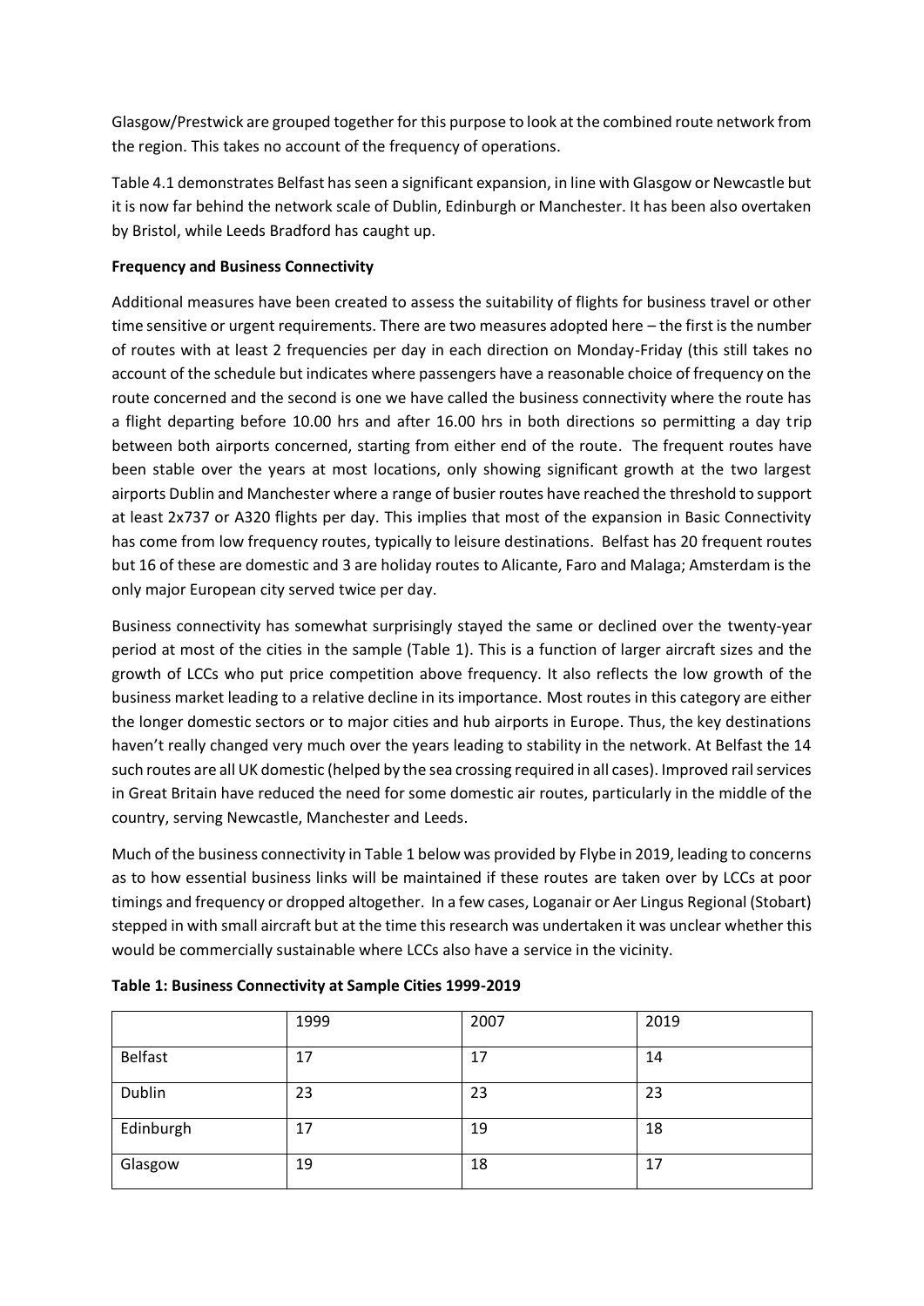Glasgow/Prestwick are grouped together for this purpose to look at the combined route network from the region. This takes no account of the frequency of operations.

Table 4.1 demonstrates Belfast has seen a significant expansion, in line with Glasgow or Newcastle but it is now far behind the network scale of Dublin, Edinburgh or Manchester. It has been also overtaken by Bristol, while Leeds Bradford has caught up.

**Frequency and Business Connectivity**

Additional measures have been created to assess the suitability of flights for business travel or other time sensitive or urgent requirements. There are two measures adopted here – the first is the number of routes with at least 2 frequencies per day in each direction on Monday-Friday (this still takes no account of the schedule but indicates where passengers have a reasonable choice of frequency on the route concerned and the second is one we have called the business connectivity where the route has a flight departing before 10.00 hrs and after 16.00 hrs in both directions so permitting a day trip between both airports concerned, starting from either end of the route. The frequent routes have been stable over the years at most locations, only showing significant growth at the two largest airports Dublin and Manchester where a range of busier routes have reached the threshold to support at least 2x737 or A320 flights per day. This implies that most of the expansion in Basic Connectivity has come from low frequency routes, typically to leisure destinations. Belfast has 20 frequent routes but 16 of these are domestic and 3 are holiday routes to Alicante, Faro and Malaga; Amsterdam is the only major European city served twice per day.

Business connectivity has somewhat surprisingly stayed the same or declined over the twenty-year period at most of the cities in the sample (Table 1). This is a function of larger aircraft sizes and the growth of LCCs who put price competition above frequency. It also reflects the low growth of the business market leading to a relative decline in its importance. Most routes in this category are either the longer domestic sectors or to major cities and hub airports in Europe. Thus, the key destinations haven't really changed very much over the years leading to stability in the network. At Belfast the 14 such routes are all UK domestic (helped by the sea crossing required in all cases). Improved rail services in Great Britain have reduced the need for some domestic air routes, particularly in the middle of the country, serving Newcastle, Manchester and Leeds.

Much of the business connectivity in Table 1 below was provided by Flybe in 2019, leading to concerns as to how essential business links will be maintained if these routes are taken over by LCCs at poor timings and frequency or dropped altogether. In a few cases, Loganair or Aer Lingus Regional (Stobart) stepped in with small aircraft but at the time this research was undertaken it was unclear whether this would be commercially sustainable where LCCs also have a service in the vicinity.

**Table 1: Business Connectivity at Sample Cities 1999-2019**

| | 1999 | 2007 | 2019 |
|---|---|---|---|
| Belfast | 17 | 17 | 14 |
| Dublin | 23 | 23 | 23 |
| Edinburgh | 17 | 19 | 18 |
| Glasgow | 19 | 18 | 17 |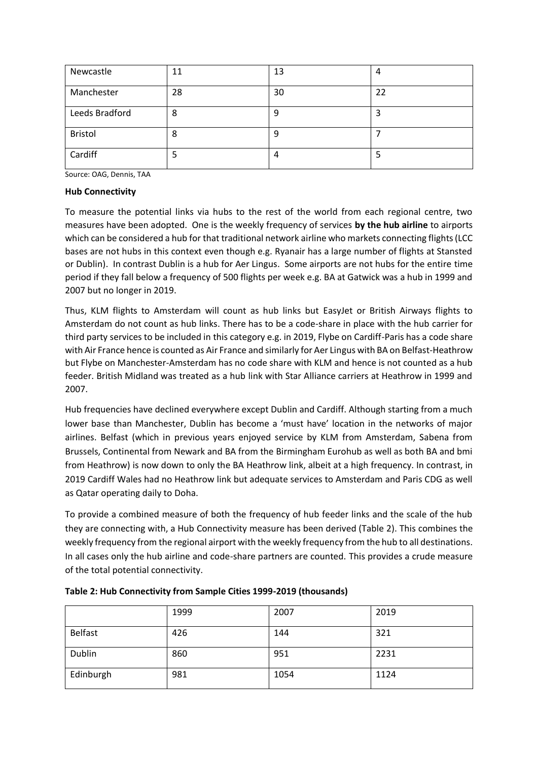| | | | |
|---|---|---|---|
| Newcastle | 11 | 13 | 4 |
| Manchester | 28 | 30 | 22 |
| Leeds Bradford | 8 | 9 | 3 |
| Bristol | 8 | 9 | 7 |
| Cardiff | 5 | 4 | 5 |

Source: OAG, Dennis, TAA

**Hub Connectivity**

To measure the potential links via hubs to the rest of the world from each regional centre, two measures have been adopted. One is the weekly frequency of services **by the hub airline** to airports which can be considered a hub for that traditional network airline who markets connecting flights (LCC bases are not hubs in this context even though e.g. Ryanair has a large number of flights at Stansted or Dublin). In contrast Dublin is a hub for Aer Lingus. Some airports are not hubs for the entire time period if they fall below a frequency of 500 flights per week e.g. BA at Gatwick was a hub in 1999 and 2007 but no longer in 2019.

Thus, KLM flights to Amsterdam will count as hub links but EasyJet or British Airways flights to Amsterdam do not count as hub links. There has to be a code-share in place with the hub carrier for third party services to be included in this category e.g. in 2019, Flybe on Cardiff-Paris has a code share with Air France hence is counted as Air France and similarly for Aer Lingus with BA on Belfast-Heathrow but Flybe on Manchester-Amsterdam has no code share with KLM and hence is not counted as a hub feeder. British Midland was treated as a hub link with Star Alliance carriers at Heathrow in 1999 and 2007.

Hub frequencies have declined everywhere except Dublin and Cardiff. Although starting from a much lower base than Manchester, Dublin has become a 'must have' location in the networks of major airlines. Belfast (which in previous years enjoyed service by KLM from Amsterdam, Sabena from Brussels, Continental from Newark and BA from the Birmingham Eurohub as well as both BA and bmi from Heathrow) is now down to only the BA Heathrow link, albeit at a high frequency. In contrast, in 2019 Cardiff Wales had no Heathrow link but adequate services to Amsterdam and Paris CDG as well as Qatar operating daily to Doha.

To provide a combined measure of both the frequency of hub feeder links and the scale of the hub they are connecting with, a Hub Connectivity measure has been derived (Table 2). This combines the weekly frequency from the regional airport with the weekly frequency from the hub to all destinations. In all cases only the hub airline and code-share partners are counted. This provides a crude measure of the total potential connectivity.

**Table 2: Hub Connectivity from Sample Cities 1999-2019 (thousands)**

| | 1999 | 2007 | 2019 |
|---|---|---|---|
| Belfast | 426 | 144 | 321 |
| Dublin | 860 | 951 | 2231 |
| Edinburgh | 981 | 1054 | 1124 |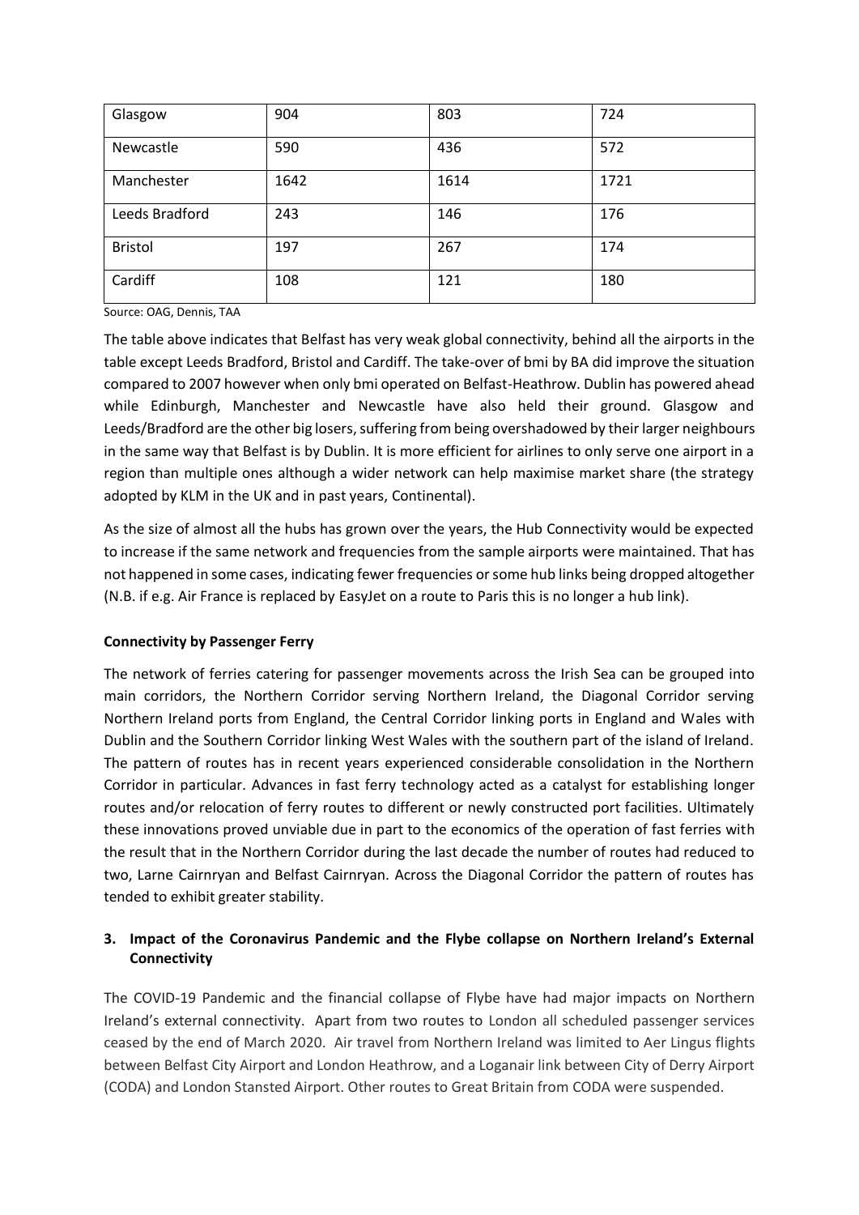| Glasgow | 904 | 803 | 724 |
|---|---|---|---|
| Newcastle | 590 | 436 | 572 |
| Manchester | 1642 | 1614 | 1721 |
| Leeds Bradford | 243 | 146 | 176 |
| Bristol | 197 | 267 | 174 |
| Cardiff | 108 | 121 | 180 |

Source: OAG, Dennis, TAA

The table above indicates that Belfast has very weak global connectivity, behind all the airports in the table except Leeds Bradford, Bristol and Cardiff. The take-over of bmi by BA did improve the situation compared to 2007 however when only bmi operated on Belfast-Heathrow. Dublin has powered ahead while Edinburgh, Manchester and Newcastle have also held their ground. Glasgow and Leeds/Bradford are the other big losers, suffering from being overshadowed by their larger neighbours in the same way that Belfast is by Dublin. It is more efficient for airlines to only serve one airport in a region than multiple ones although a wider network can help maximise market share (the strategy adopted by KLM in the UK and in past years, Continental).

As the size of almost all the hubs has grown over the years, the Hub Connectivity would be expected to increase if the same network and frequencies from the sample airports were maintained. That has not happened in some cases, indicating fewer frequencies or some hub links being dropped altogether (N.B. if e.g. Air France is replaced by EasyJet on a route to Paris this is no longer a hub link).

**Connectivity by Passenger Ferry**

The network of ferries catering for passenger movements across the Irish Sea can be grouped into main corridors, the Northern Corridor serving Northern Ireland, the Diagonal Corridor serving Northern Ireland ports from England, the Central Corridor linking ports in England and Wales with Dublin and the Southern Corridor linking West Wales with the southern part of the island of Ireland. The pattern of routes has in recent years experienced considerable consolidation in the Northern Corridor in particular. Advances in fast ferry technology acted as a catalyst for establishing longer routes and/or relocation of ferry routes to different or newly constructed port facilities. Ultimately these innovations proved unviable due in part to the economics of the operation of fast ferries with the result that in the Northern Corridor during the last decade the number of routes had reduced to two, Larne Cairnryan and Belfast Cairnryan. Across the Diagonal Corridor the pattern of routes has tended to exhibit greater stability.

## 3. Impact of the Coronavirus Pandemic and the Flybe collapse on Northern Ireland's External Connectivity

The COVID-19 Pandemic and the financial collapse of Flybe have had major impacts on Northern Ireland's external connectivity. Apart from two routes to London all scheduled passenger services ceased by the end of March 2020. Air travel from Northern Ireland was limited to Aer Lingus flights between Belfast City Airport and London Heathrow, and a Loganair link between City of Derry Airport (CODA) and London Stansted Airport. Other routes to Great Britain from CODA were suspended.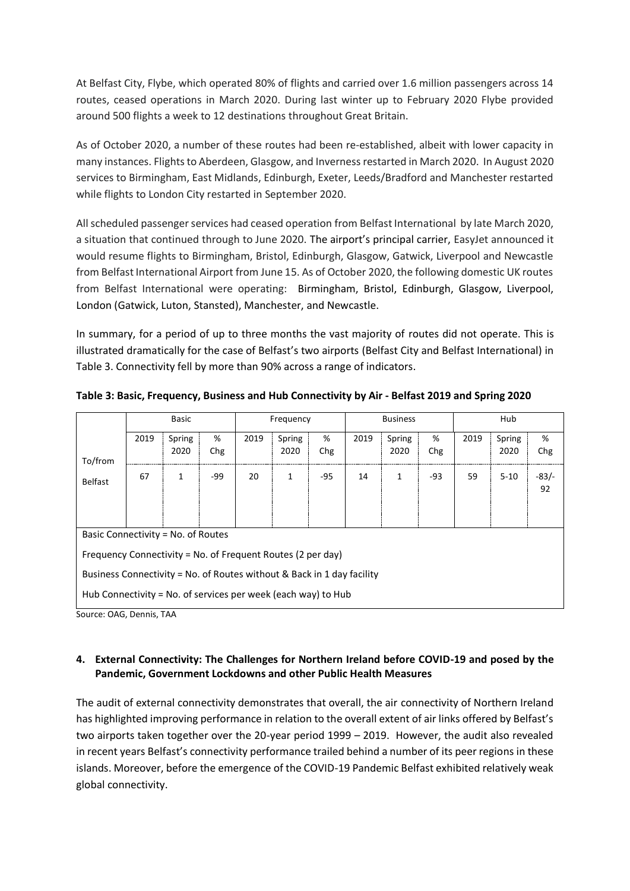At Belfast City, Flybe, which operated 80% of flights and carried over 1.6 million passengers across 14 routes, ceased operations in March 2020. During last winter up to February 2020 Flybe provided around 500 flights a week to 12 destinations throughout Great Britain.

As of October 2020, a number of these routes had been re-established, albeit with lower capacity in many instances. Flights to Aberdeen, Glasgow, and Inverness restarted in March 2020. In August 2020 services to Birmingham, East Midlands, Edinburgh, Exeter, Leeds/Bradford and Manchester restarted while flights to London City restarted in September 2020.

All scheduled passenger services had ceased operation from Belfast International by late March 2020, a situation that continued through to June 2020. The airport's principal carrier, EasyJet announced it would resume flights to Birmingham, Bristol, Edinburgh, Glasgow, Gatwick, Liverpool and Newcastle from Belfast International Airport from June 15. As of October 2020, the following domestic UK routes from Belfast International were operating: Birmingham, Bristol, Edinburgh, Glasgow, Liverpool, London (Gatwick, Luton, Stansted), Manchester, and Newcastle.

In summary, for a period of up to three months the vast majority of routes did not operate. This is illustrated dramatically for the case of Belfast's two airports (Belfast City and Belfast International) in Table 3. Connectivity fell by more than 90% across a range of indicators.

**Table 3: Basic, Frequency, Business and Hub Connectivity by Air - Belfast 2019 and Spring 2020**

| To/from | Basic | | | Frequency | | | Business | | | Hub | | |
|---|---|---|---|---|---|---|---|---|---|---|---|---|
| | 2019 | Spring 2020 | % Chg | 2019 | Spring 2020 | % Chg | 2019 | Spring 2020 | % Chg | 2019 | Spring 2020 | % Chg |
| Belfast | 67 | 1 | -99 | 20 | 1 | -95 | 14 | 1 | -93 | 59 | 5-10 | -83/-92 |

Basic Connectivity = No. of Routes

Frequency Connectivity = No. of Frequent Routes (2 per day)

Business Connectivity = No. of Routes without & Back in 1 day facility

Hub Connectivity = No. of services per week (each way) to Hub

Source: OAG, Dennis, TAA

## 4. External Connectivity: The Challenges for Northern Ireland before COVID-19 and posed by the Pandemic, Government Lockdowns and other Public Health Measures

The audit of external connectivity demonstrates that overall, the air connectivity of Northern Ireland has highlighted improving performance in relation to the overall extent of air links offered by Belfast's two airports taken together over the 20-year period 1999 – 2019. However, the audit also revealed in recent years Belfast's connectivity performance trailed behind a number of its peer regions in these islands. Moreover, before the emergence of the COVID-19 Pandemic Belfast exhibited relatively weak global connectivity.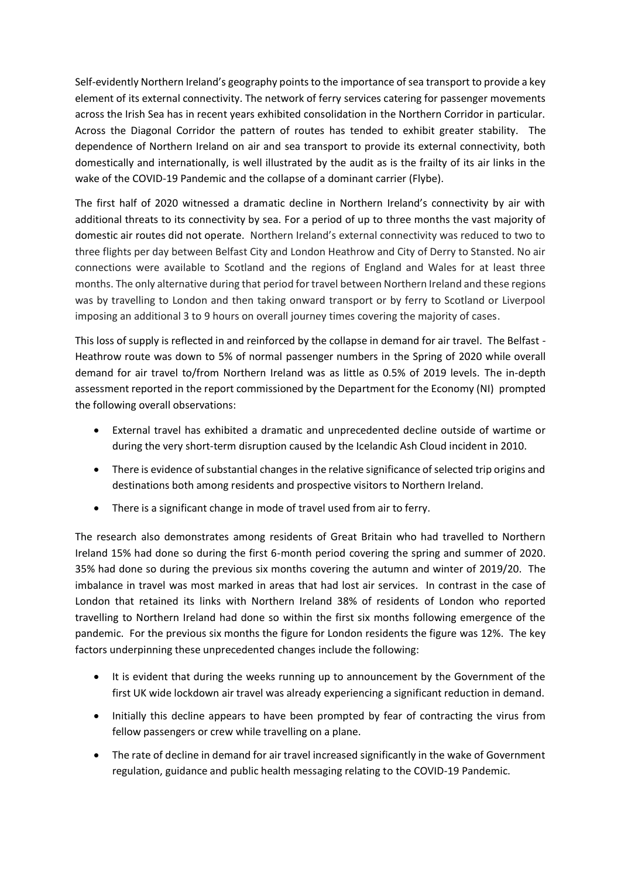Self-evidently Northern Ireland's geography points to the importance of sea transport to provide a key element of its external connectivity. The network of ferry services catering for passenger movements across the Irish Sea has in recent years exhibited consolidation in the Northern Corridor in particular. Across the Diagonal Corridor the pattern of routes has tended to exhibit greater stability. The dependence of Northern Ireland on air and sea transport to provide its external connectivity, both domestically and internationally, is well illustrated by the audit as is the frailty of its air links in the wake of the COVID-19 Pandemic and the collapse of a dominant carrier (Flybe).

The first half of 2020 witnessed a dramatic decline in Northern Ireland's connectivity by air with additional threats to its connectivity by sea. For a period of up to three months the vast majority of domestic air routes did not operate. Northern Ireland's external connectivity was reduced to two to three flights per day between Belfast City and London Heathrow and City of Derry to Stansted. No air connections were available to Scotland and the regions of England and Wales for at least three months. The only alternative during that period for travel between Northern Ireland and these regions was by travelling to London and then taking onward transport or by ferry to Scotland or Liverpool imposing an additional 3 to 9 hours on overall journey times covering the majority of cases.

This loss of supply is reflected in and reinforced by the collapse in demand for air travel. The Belfast - Heathrow route was down to 5% of normal passenger numbers in the Spring of 2020 while overall demand for air travel to/from Northern Ireland was as little as 0.5% of 2019 levels. The in-depth assessment reported in the report commissioned by the Department for the Economy (NI) prompted the following overall observations:

- External travel has exhibited a dramatic and unprecedented decline outside of wartime or during the very short-term disruption caused by the Icelandic Ash Cloud incident in 2010.
- There is evidence of substantial changes in the relative significance of selected trip origins and destinations both among residents and prospective visitors to Northern Ireland.
- There is a significant change in mode of travel used from air to ferry.

The research also demonstrates among residents of Great Britain who had travelled to Northern Ireland 15% had done so during the first 6-month period covering the spring and summer of 2020. 35% had done so during the previous six months covering the autumn and winter of 2019/20. The imbalance in travel was most marked in areas that had lost air services. In contrast in the case of London that retained its links with Northern Ireland 38% of residents of London who reported travelling to Northern Ireland had done so within the first six months following emergence of the pandemic. For the previous six months the figure for London residents the figure was 12%. The key factors underpinning these unprecedented changes include the following:

- It is evident that during the weeks running up to announcement by the Government of the first UK wide lockdown air travel was already experiencing a significant reduction in demand.
- Initially this decline appears to have been prompted by fear of contracting the virus from fellow passengers or crew while travelling on a plane.
- The rate of decline in demand for air travel increased significantly in the wake of Government regulation, guidance and public health messaging relating to the COVID-19 Pandemic.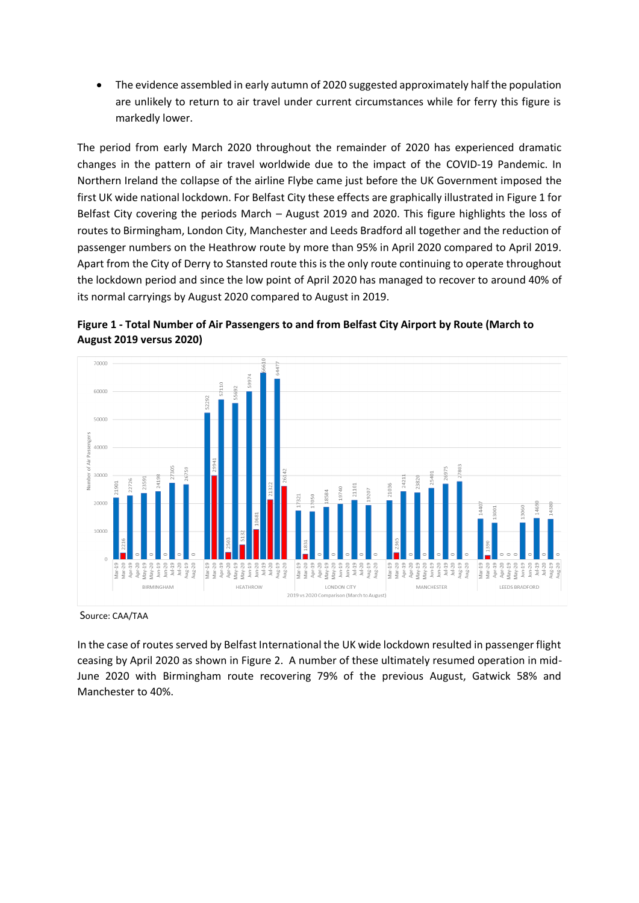- The evidence assembled in early autumn of 2020 suggested approximately half the population are unlikely to return to air travel under current circumstances while for ferry this figure is markedly lower.

The period from early March 2020 throughout the remainder of 2020 has experienced dramatic changes in the pattern of air travel worldwide due to the impact of the COVID-19 Pandemic. In Northern Ireland the collapse of the airline Flybe came just before the UK Government imposed the first UK wide national lockdown. For Belfast City these effects are graphically illustrated in Figure 1 for Belfast City covering the periods March – August 2019 and 2020. This figure highlights the loss of routes to Birmingham, London City, Manchester and Leeds Bradford all together and the reduction of passenger numbers on the Heathrow route by more than 95% in April 2020 compared to April 2019. Apart from the City of Derry to Stansted route this is the only route continuing to operate throughout the lockdown period and since the low point of April 2020 has managed to recover to around 40% of its normal carryings by August 2020 compared to August in 2019.

**Figure 1 - Total Number of Air Passengers to and from Belfast City Airport by Route (March to August 2019 versus 2020)**

2019 vs 2020 Comparison (March to August) – Number of Air Passengers

| Month | Birmingham | Heathrow | London City | Manchester | Leeds Bradford |
| --- | --- | --- | --- | --- | --- |
| Mar-19 | 21901 | 52292 | 17321 | 21036 | 14407 |
| Mar-20 | 2216 | 29941 | 1831 | 2365 | 1390 |
| Apr-19 | 22726 | 57110 | 17050 | 24211 | 13001 |
| Apr-20 | 0 | 2503 | 0 | 0 | 0 |
| May-19 | 23591 | 55692 | 18584 | 23820 | 0 |
| May-20 | 0 | 5132 | 0 | 0 | 0 |
| Jun-19 | 24198 | 59974 | 19740 | 25401 | 13060 |
| Jun-20 | 0 | 10681 | 0 | 0 | 0 |
| Jul-19 | 27305 | 66610 | 21101 | 26975 | 14690 |
| Jul-20 | 0 | 21322 | 0 | 0 | 0 |
| Aug-19 | 26759 | 64477 | 19207 | 27803 | 14380 |
| Aug-20 | 0 | 26142 | 0 | 0 | 0 |

Source: CAA/TAA

In the case of routes served by Belfast International the UK wide lockdown resulted in passenger flight ceasing by April 2020 as shown in Figure 2. A number of these ultimately resumed operation in mid-June 2020 with Birmingham route recovering 79% of the previous August, Gatwick 58% and Manchester to 40%.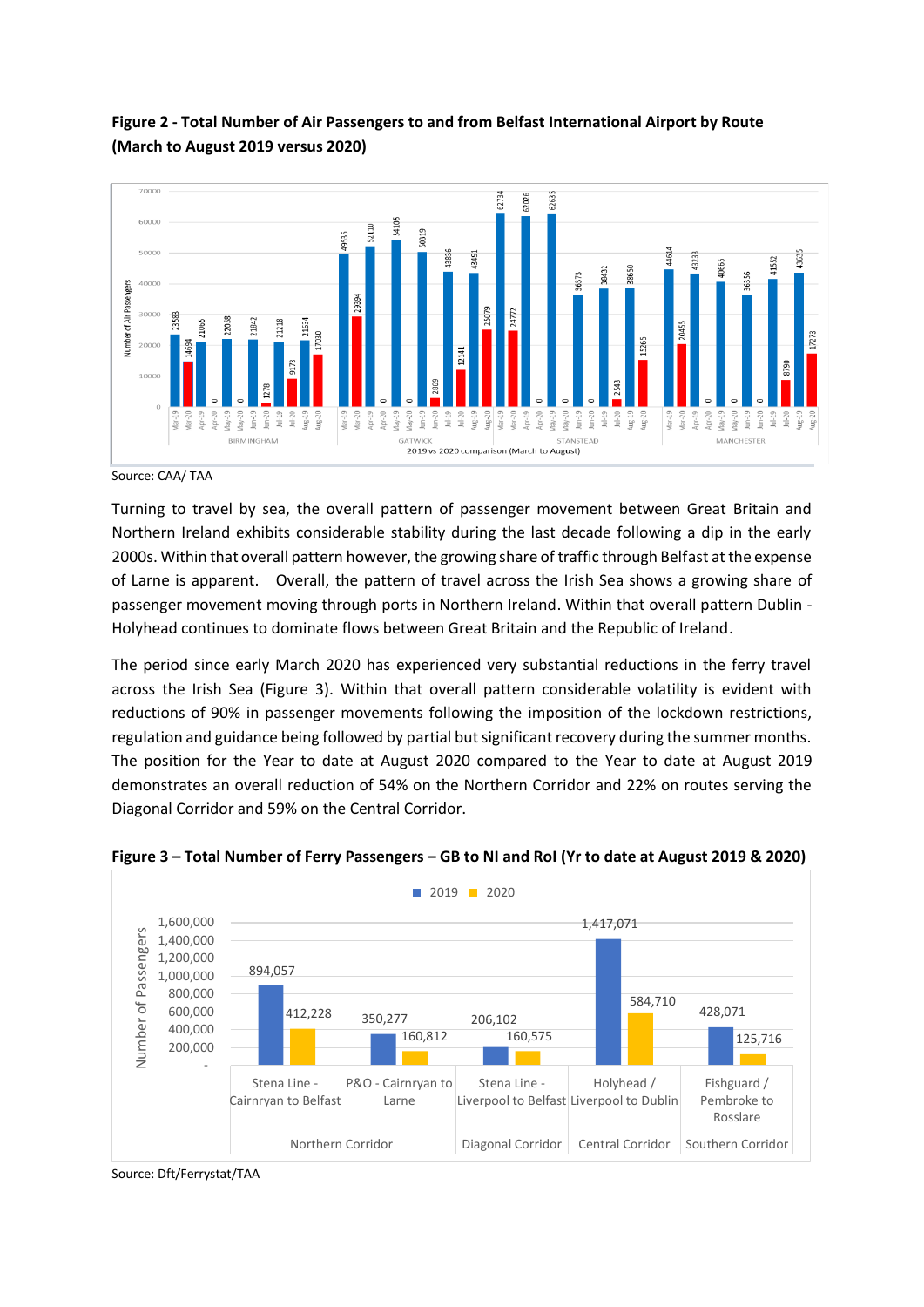**Figure 2 - Total Number of Air Passengers to and from Belfast International Airport by Route (March to August 2019 versus 2020)**

| Route | Mar-19 | Mar-20 | Apr-19 | Apr-20 | May-19 | May-20 | Jun-19 | Jun-20 | Jul-19 | Jul-20 | Aug-19 | Aug-20 |
|---|---|---|---|---|---|---|---|---|---|---|---|---|
| BIRMINGHAM | 23583 | 14694 | 21065 | 0 | 22058 | 0 | 21842 | 1278 | 21218 | 9173 | 21634 | 17030 |
| GATWICK | 49535 | 29394 | 52110 | 0 | 54105 | 0 | 50319 | 2869 | 43836 | 12141 | 43491 | 25079 |
| STANSTEAD | 62734 | 24772 | 62026 | 0 | 62635 | 0 | 36573 | 0 | 38432 | 2543 | 38650 | 15265 |
| MANCHESTER | 44614 | 20455 | 43233 | 0 | 40665 | 0 | 36356 | 0 | 41552 | 8790 | 43635 | 17273 |

Source: CAA/ TAA

Turning to travel by sea, the overall pattern of passenger movement between Great Britain and Northern Ireland exhibits considerable stability during the last decade following a dip in the early 2000s. Within that overall pattern however, the growing share of traffic through Belfast at the expense of Larne is apparent. Overall, the pattern of travel across the Irish Sea shows a growing share of passenger movement moving through ports in Northern Ireland. Within that overall pattern Dublin - Holyhead continues to dominate flows between Great Britain and the Republic of Ireland.

The period since early March 2020 has experienced very substantial reductions in the ferry travel across the Irish Sea (Figure 3). Within that overall pattern considerable volatility is evident with reductions of 90% in passenger movements following the imposition of the lockdown restrictions, regulation and guidance being followed by partial but significant recovery during the summer months. The position for the Year to date at August 2020 compared to the Year to date at August 2019 demonstrates an overall reduction of 54% on the Northern Corridor and 22% on routes serving the Diagonal Corridor and 59% on the Central Corridor.

**Figure 3 – Total Number of Ferry Passengers – GB to NI and RoI (Yr to date at August 2019 & 2020)**

| Corridor | Route | 2019 | 2020 |
|---|---|---|---|
| Northern Corridor | Stena Line - Cairnryan to Belfast | 894,057 | 412,228 |
| Northern Corridor | P&O - Cairnryan to Larne | 350,277 | 160,812 |
| Diagonal Corridor | Stena Line - Liverpool to Belfast | 206,102 | 160,575 |
| Central Corridor | Holyhead / Liverpool to Dublin | 1,417,071 | 584,710 |
| Southern Corridor | Fishguard / Pembroke to Rosslare | 428,071 | 125,716 |

Source: Dft/Ferrystat/TAA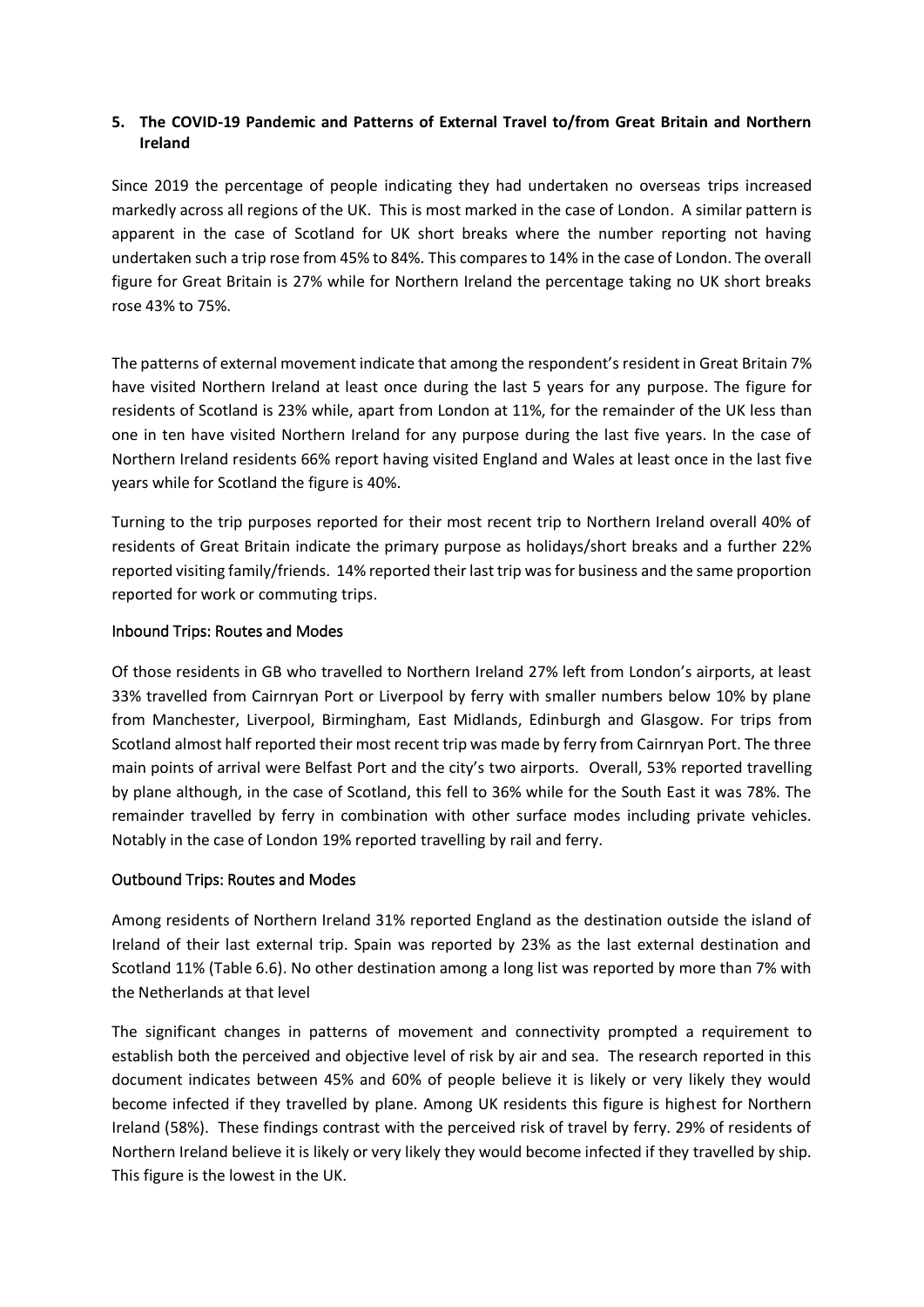## 5. The COVID-19 Pandemic and Patterns of External Travel to/from Great Britain and Northern Ireland

Since 2019 the percentage of people indicating they had undertaken no overseas trips increased markedly across all regions of the UK. This is most marked in the case of London. A similar pattern is apparent in the case of Scotland for UK short breaks where the number reporting not having undertaken such a trip rose from 45% to 84%. This compares to 14% in the case of London. The overall figure for Great Britain is 27% while for Northern Ireland the percentage taking no UK short breaks rose 43% to 75%.

The patterns of external movement indicate that among the respondent's resident in Great Britain 7% have visited Northern Ireland at least once during the last 5 years for any purpose. The figure for residents of Scotland is 23% while, apart from London at 11%, for the remainder of the UK less than one in ten have visited Northern Ireland for any purpose during the last five years. In the case of Northern Ireland residents 66% report having visited England and Wales at least once in the last five years while for Scotland the figure is 40%.

Turning to the trip purposes reported for their most recent trip to Northern Ireland overall 40% of residents of Great Britain indicate the primary purpose as holidays/short breaks and a further 22% reported visiting family/friends. 14% reported their last trip was for business and the same proportion reported for work or commuting trips.

### Inbound Trips: Routes and Modes

Of those residents in GB who travelled to Northern Ireland 27% left from London's airports, at least 33% travelled from Cairnryan Port or Liverpool by ferry with smaller numbers below 10% by plane from Manchester, Liverpool, Birmingham, East Midlands, Edinburgh and Glasgow. For trips from Scotland almost half reported their most recent trip was made by ferry from Cairnryan Port. The three main points of arrival were Belfast Port and the city's two airports. Overall, 53% reported travelling by plane although, in the case of Scotland, this fell to 36% while for the South East it was 78%. The remainder travelled by ferry in combination with other surface modes including private vehicles. Notably in the case of London 19% reported travelling by rail and ferry.

### Outbound Trips: Routes and Modes

Among residents of Northern Ireland 31% reported England as the destination outside the island of Ireland of their last external trip. Spain was reported by 23% as the last external destination and Scotland 11% (Table 6.6). No other destination among a long list was reported by more than 7% with the Netherlands at that level

The significant changes in patterns of movement and connectivity prompted a requirement to establish both the perceived and objective level of risk by air and sea. The research reported in this document indicates between 45% and 60% of people believe it is likely or very likely they would become infected if they travelled by plane. Among UK residents this figure is highest for Northern Ireland (58%). These findings contrast with the perceived risk of travel by ferry. 29% of residents of Northern Ireland believe it is likely or very likely they would become infected if they travelled by ship. This figure is the lowest in the UK.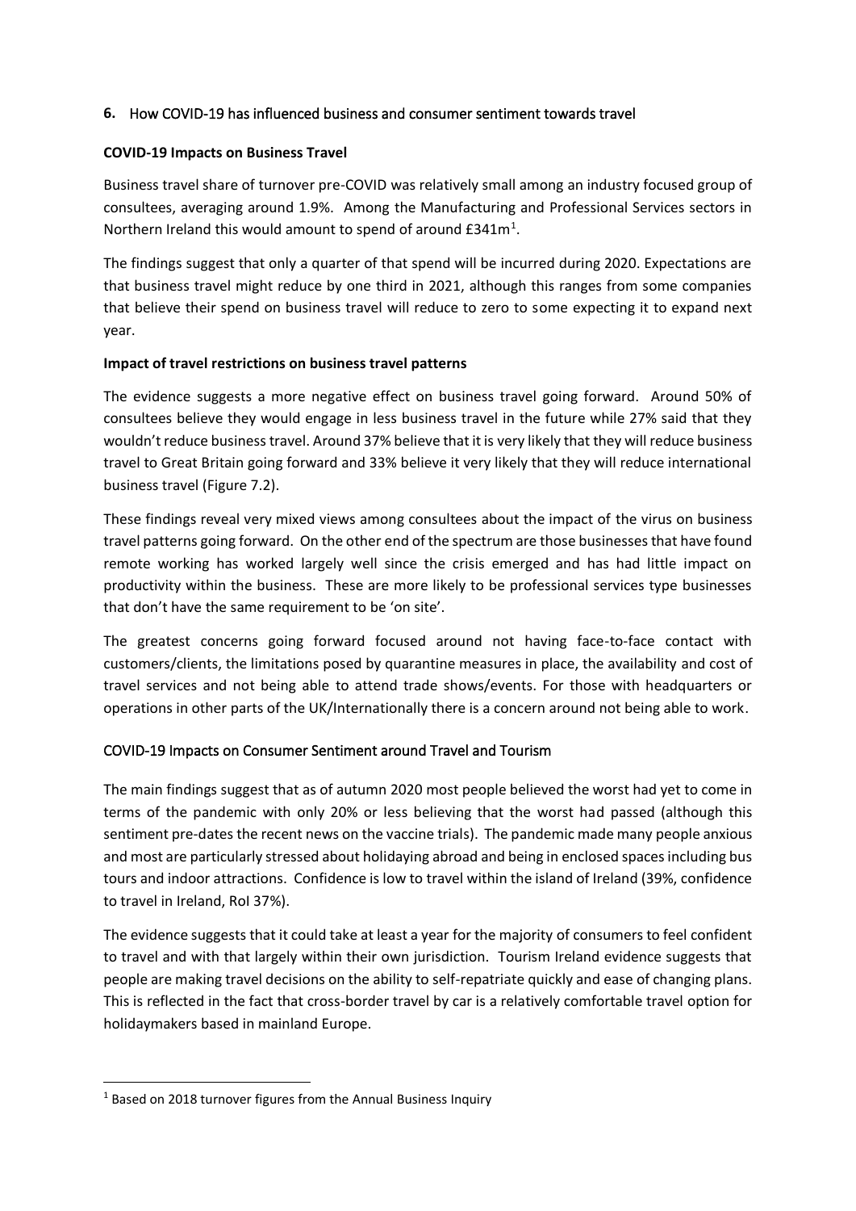## 6. How COVID-19 has influenced business and consumer sentiment towards travel

**COVID-19 Impacts on Business Travel**

Business travel share of turnover pre-COVID was relatively small among an industry focused group of consultees, averaging around 1.9%. Among the Manufacturing and Professional Services sectors in Northern Ireland this would amount to spend of around £341m[1].

The findings suggest that only a quarter of that spend will be incurred during 2020. Expectations are that business travel might reduce by one third in 2021, although this ranges from some companies that believe their spend on business travel will reduce to zero to some expecting it to expand next year.

**Impact of travel restrictions on business travel patterns**

The evidence suggests a more negative effect on business travel going forward. Around 50% of consultees believe they would engage in less business travel in the future while 27% said that they wouldn't reduce business travel. Around 37% believe that it is very likely that they will reduce business travel to Great Britain going forward and 33% believe it very likely that they will reduce international business travel (Figure 7.2).

These findings reveal very mixed views among consultees about the impact of the virus on business travel patterns going forward. On the other end of the spectrum are those businesses that have found remote working has worked largely well since the crisis emerged and has had little impact on productivity within the business. These are more likely to be professional services type businesses that don't have the same requirement to be 'on site'.

The greatest concerns going forward focused around not having face-to-face contact with customers/clients, the limitations posed by quarantine measures in place, the availability and cost of travel services and not being able to attend trade shows/events. For those with headquarters or operations in other parts of the UK/Internationally there is a concern around not being able to work.

### COVID-19 Impacts on Consumer Sentiment around Travel and Tourism

The main findings suggest that as of autumn 2020 most people believed the worst had yet to come in terms of the pandemic with only 20% or less believing that the worst had passed (although this sentiment pre-dates the recent news on the vaccine trials). The pandemic made many people anxious and most are particularly stressed about holidaying abroad and being in enclosed spaces including bus tours and indoor attractions. Confidence is low to travel within the island of Ireland (39%, confidence to travel in Ireland, RoI 37%).

The evidence suggests that it could take at least a year for the majority of consumers to feel confident to travel and with that largely within their own jurisdiction. Tourism Ireland evidence suggests that people are making travel decisions on the ability to self-repatriate quickly and ease of changing plans. This is reflected in the fact that cross-border travel by car is a relatively comfortable travel option for holidaymakers based in mainland Europe.

[1] Based on 2018 turnover figures from the Annual Business Inquiry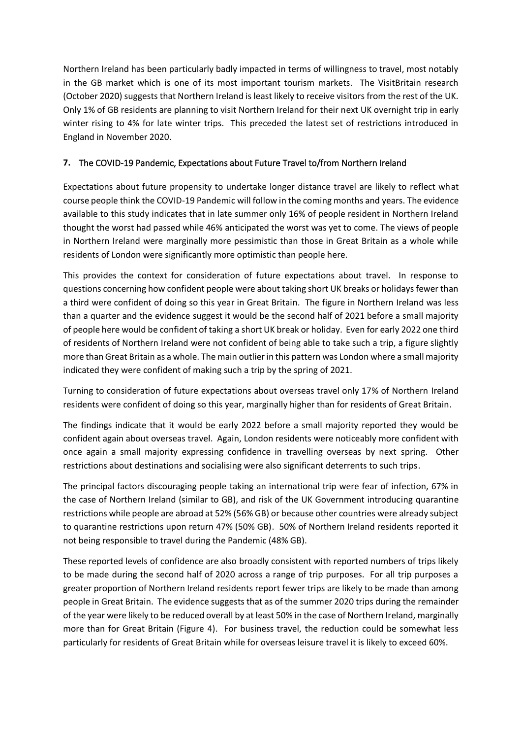Northern Ireland has been particularly badly impacted in terms of willingness to travel, most notably in the GB market which is one of its most important tourism markets. The VisitBritain research (October 2020) suggests that Northern Ireland is least likely to receive visitors from the rest of the UK. Only 1% of GB residents are planning to visit Northern Ireland for their next UK overnight trip in early winter rising to 4% for late winter trips. This preceded the latest set of restrictions introduced in England in November 2020.

## 7. The COVID-19 Pandemic, Expectations about Future Travel to/from Northern Ireland

Expectations about future propensity to undertake longer distance travel are likely to reflect what course people think the COVID-19 Pandemic will follow in the coming months and years. The evidence available to this study indicates that in late summer only 16% of people resident in Northern Ireland thought the worst had passed while 46% anticipated the worst was yet to come. The views of people in Northern Ireland were marginally more pessimistic than those in Great Britain as a whole while residents of London were significantly more optimistic than people here.

This provides the context for consideration of future expectations about travel. In response to questions concerning how confident people were about taking short UK breaks or holidays fewer than a third were confident of doing so this year in Great Britain. The figure in Northern Ireland was less than a quarter and the evidence suggest it would be the second half of 2021 before a small majority of people here would be confident of taking a short UK break or holiday. Even for early 2022 one third of residents of Northern Ireland were not confident of being able to take such a trip, a figure slightly more than Great Britain as a whole. The main outlier in this pattern was London where a small majority indicated they were confident of making such a trip by the spring of 2021.

Turning to consideration of future expectations about overseas travel only 17% of Northern Ireland residents were confident of doing so this year, marginally higher than for residents of Great Britain.

The findings indicate that it would be early 2022 before a small majority reported they would be confident again about overseas travel. Again, London residents were noticeably more confident with once again a small majority expressing confidence in travelling overseas by next spring. Other restrictions about destinations and socialising were also significant deterrents to such trips.

The principal factors discouraging people taking an international trip were fear of infection, 67% in the case of Northern Ireland (similar to GB), and risk of the UK Government introducing quarantine restrictions while people are abroad at 52% (56% GB) or because other countries were already subject to quarantine restrictions upon return 47% (50% GB). 50% of Northern Ireland residents reported it not being responsible to travel during the Pandemic (48% GB).

These reported levels of confidence are also broadly consistent with reported numbers of trips likely to be made during the second half of 2020 across a range of trip purposes. For all trip purposes a greater proportion of Northern Ireland residents report fewer trips are likely to be made than among people in Great Britain. The evidence suggests that as of the summer 2020 trips during the remainder of the year were likely to be reduced overall by at least 50% in the case of Northern Ireland, marginally more than for Great Britain (Figure 4). For business travel, the reduction could be somewhat less particularly for residents of Great Britain while for overseas leisure travel it is likely to exceed 60%.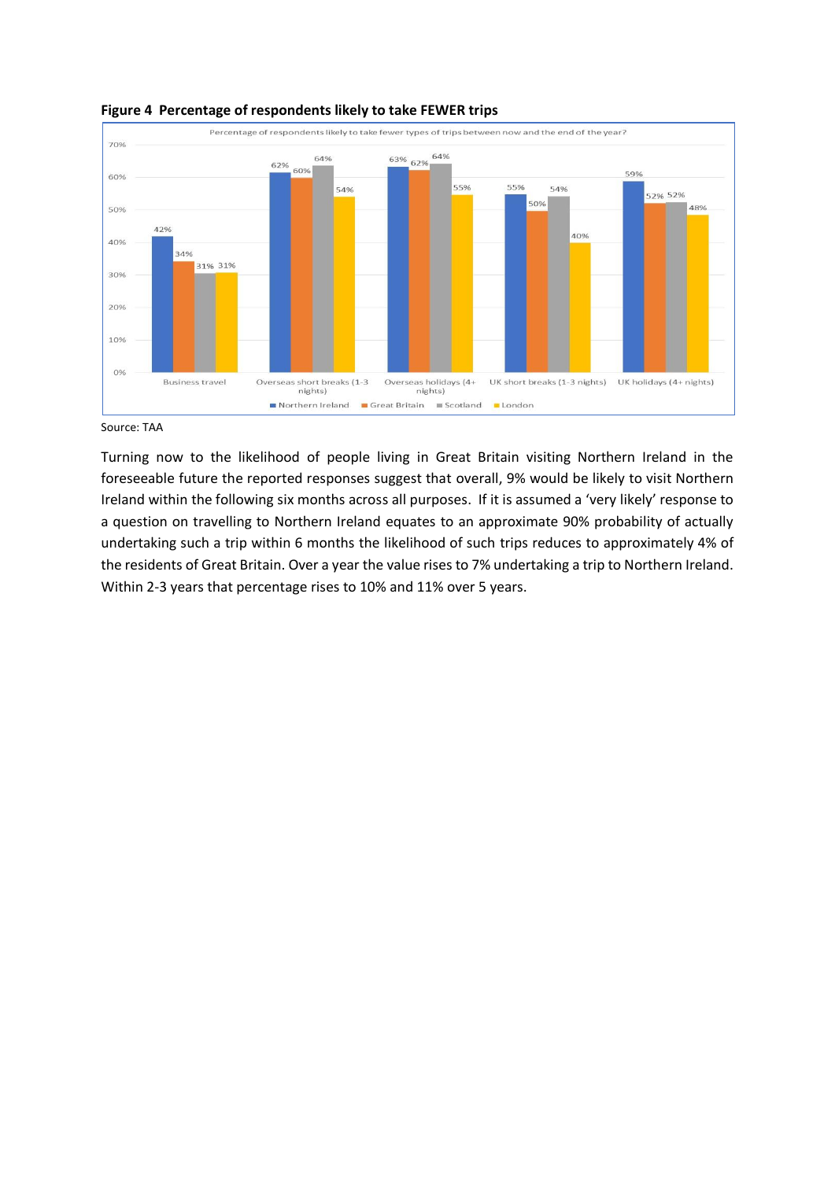**Figure 4 Percentage of respondents likely to take FEWER trips**

Percentage of respondents likely to take fewer types of trips between now and the end of the year?

| | Northern Ireland | Great Britain | Scotland | London |
|---|---|---|---|---|
| Business travel | 42% | 34% | 31% | 31% |
| Overseas short breaks (1-3 nights) | 62% | 60% | 64% | 54% |
| Overseas holidays (4+ nights) | 63% | 62% | 64% | 55% |
| UK short breaks (1-3 nights) | 55% | 50% | 54% | 40% |
| UK holidays (4+ nights) | 59% | 52% | 52% | 48% |

Source: TAA

Turning now to the likelihood of people living in Great Britain visiting Northern Ireland in the foreseeable future the reported responses suggest that overall, 9% would be likely to visit Northern Ireland within the following six months across all purposes. If it is assumed a 'very likely' response to a question on travelling to Northern Ireland equates to an approximate 90% probability of actually undertaking such a trip within 6 months the likelihood of such trips reduces to approximately 4% of the residents of Great Britain. Over a year the value rises to 7% undertaking a trip to Northern Ireland. Within 2-3 years that percentage rises to 10% and 11% over 5 years.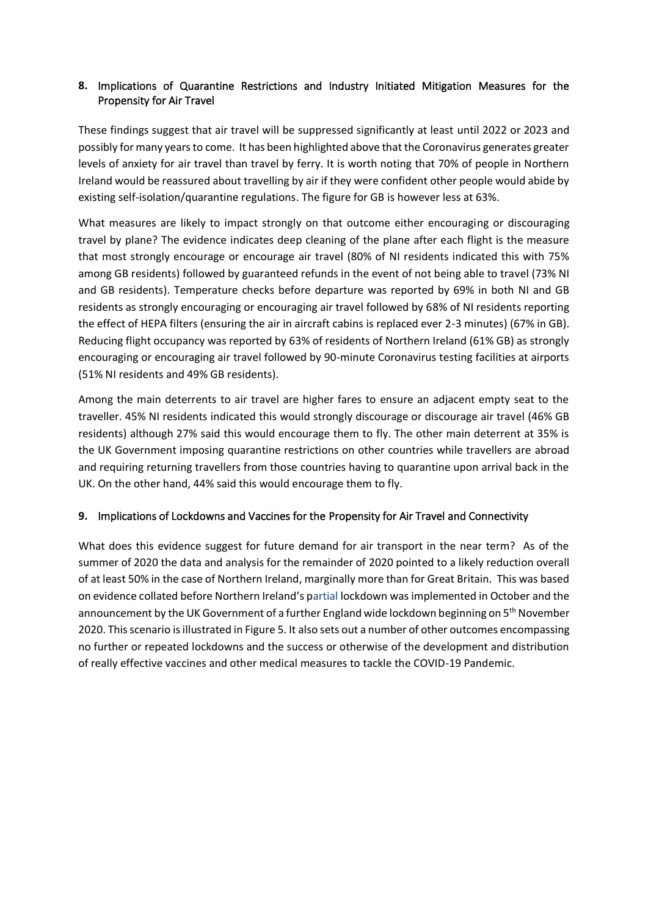## 8. Implications of Quarantine Restrictions and Industry Initiated Mitigation Measures for the Propensity for Air Travel

These findings suggest that air travel will be suppressed significantly at least until 2022 or 2023 and possibly for many years to come. It has been highlighted above that the Coronavirus generates greater levels of anxiety for air travel than travel by ferry. It is worth noting that 70% of people in Northern Ireland would be reassured about travelling by air if they were confident other people would abide by existing self-isolation/quarantine regulations. The figure for GB is however less at 63%.

What measures are likely to impact strongly on that outcome either encouraging or discouraging travel by plane? The evidence indicates deep cleaning of the plane after each flight is the measure that most strongly encourage or encourage air travel (80% of NI residents indicated this with 75% among GB residents) followed by guaranteed refunds in the event of not being able to travel (73% NI and GB residents). Temperature checks before departure was reported by 69% in both NI and GB residents as strongly encouraging or encouraging air travel followed by 68% of NI residents reporting the effect of HEPA filters (ensuring the air in aircraft cabins is replaced ever 2-3 minutes) (67% in GB). Reducing flight occupancy was reported by 63% of residents of Northern Ireland (61% GB) as strongly encouraging or encouraging air travel followed by 90-minute Coronavirus testing facilities at airports (51% NI residents and 49% GB residents).

Among the main deterrents to air travel are higher fares to ensure an adjacent empty seat to the traveller. 45% NI residents indicated this would strongly discourage or discourage air travel (46% GB residents) although 27% said this would encourage them to fly. The other main deterrent at 35% is the UK Government imposing quarantine restrictions on other countries while travellers are abroad and requiring returning travellers from those countries having to quarantine upon arrival back in the UK. On the other hand, 44% said this would encourage them to fly.

## 9. Implications of Lockdowns and Vaccines for the Propensity for Air Travel and Connectivity

What does this evidence suggest for future demand for air transport in the near term? As of the summer of 2020 the data and analysis for the remainder of 2020 pointed to a likely reduction overall of at least 50% in the case of Northern Ireland, marginally more than for Great Britain. This was based on evidence collated before Northern Ireland's partial lockdown was implemented in October and the announcement by the UK Government of a further England wide lockdown beginning on 5th November 2020. This scenario is illustrated in Figure 5. It also sets out a number of other outcomes encompassing no further or repeated lockdowns and the success or otherwise of the development and distribution of really effective vaccines and other medical measures to tackle the COVID-19 Pandemic.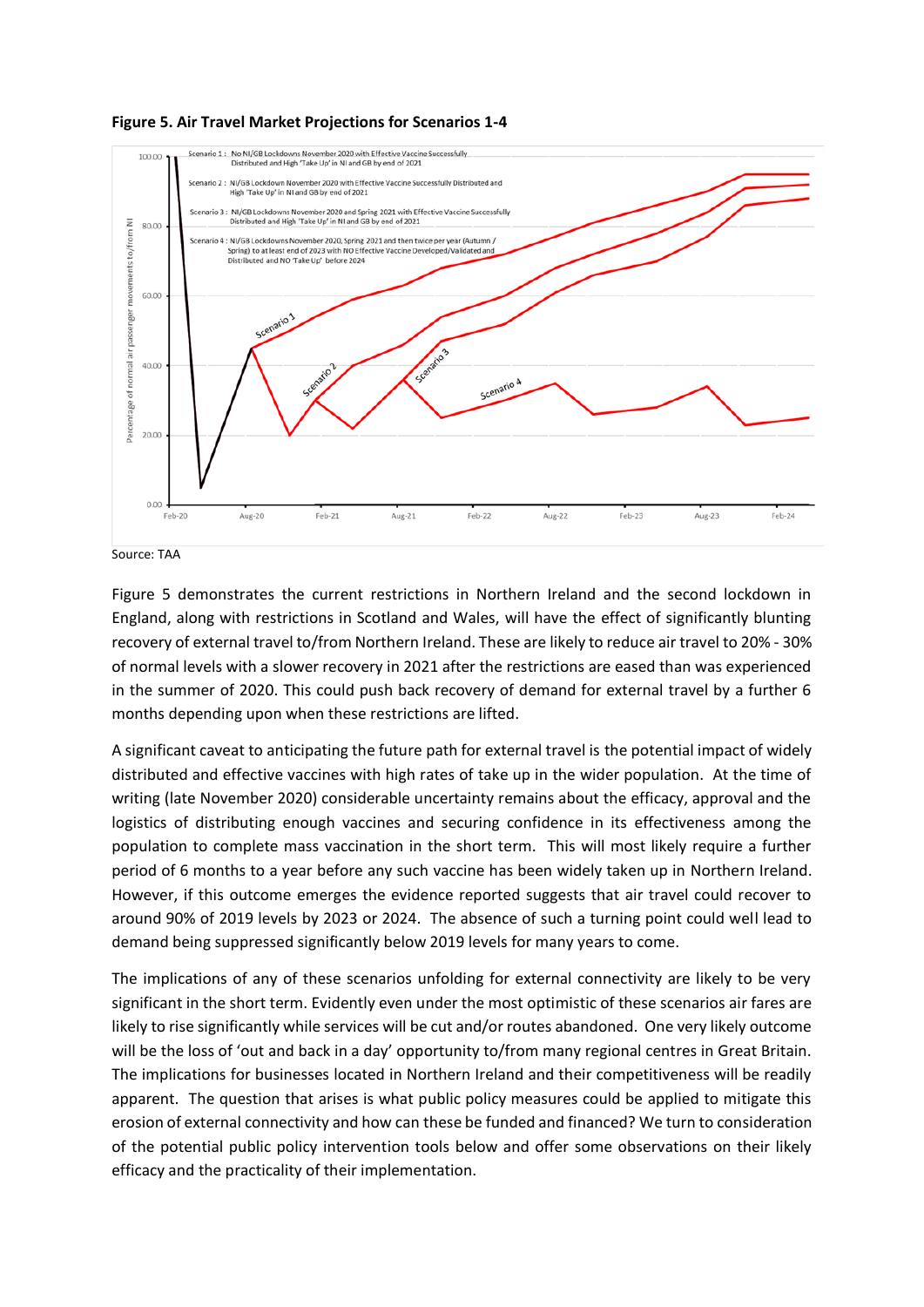**Figure 5. Air Travel Market Projections for Scenarios 1-4**

Source: TAA

Figure 5 demonstrates the current restrictions in Northern Ireland and the second lockdown in England, along with restrictions in Scotland and Wales, will have the effect of significantly blunting recovery of external travel to/from Northern Ireland. These are likely to reduce air travel to 20% - 30% of normal levels with a slower recovery in 2021 after the restrictions are eased than was experienced in the summer of 2020. This could push back recovery of demand for external travel by a further 6 months depending upon when these restrictions are lifted.

A significant caveat to anticipating the future path for external travel is the potential impact of widely distributed and effective vaccines with high rates of take up in the wider population. At the time of writing (late November 2020) considerable uncertainty remains about the efficacy, approval and the logistics of distributing enough vaccines and securing confidence in its effectiveness among the population to complete mass vaccination in the short term. This will most likely require a further period of 6 months to a year before any such vaccine has been widely taken up in Northern Ireland. However, if this outcome emerges the evidence reported suggests that air travel could recover to around 90% of 2019 levels by 2023 or 2024. The absence of such a turning point could well lead to demand being suppressed significantly below 2019 levels for many years to come.

The implications of any of these scenarios unfolding for external connectivity are likely to be very significant in the short term. Evidently even under the most optimistic of these scenarios air fares are likely to rise significantly while services will be cut and/or routes abandoned. One very likely outcome will be the loss of 'out and back in a day' opportunity to/from many regional centres in Great Britain. The implications for businesses located in Northern Ireland and their competitiveness will be readily apparent. The question that arises is what public policy measures could be applied to mitigate this erosion of external connectivity and how can these be funded and financed? We turn to consideration of the potential public policy intervention tools below and offer some observations on their likely efficacy and the practicality of their implementation.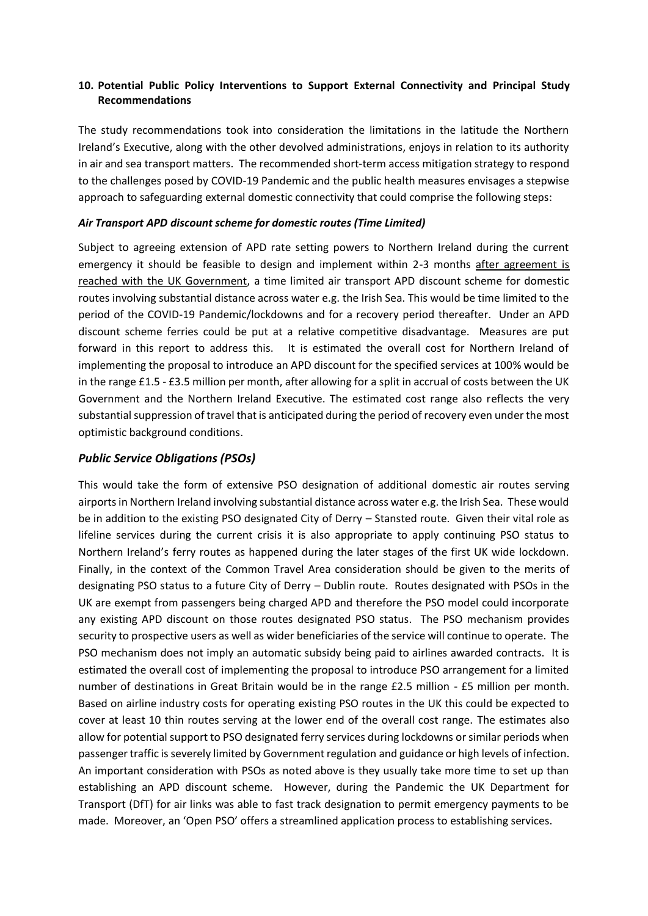## 10. Potential Public Policy Interventions to Support External Connectivity and Principal Study Recommendations

The study recommendations took into consideration the limitations in the latitude the Northern Ireland's Executive, along with the other devolved administrations, enjoys in relation to its authority in air and sea transport matters. The recommended short-term access mitigation strategy to respond to the challenges posed by COVID-19 Pandemic and the public health measures envisages a stepwise approach to safeguarding external domestic connectivity that could comprise the following steps:

### *Air Transport APD discount scheme for domestic routes (Time Limited)*

Subject to agreeing extension of APD rate setting powers to Northern Ireland during the current emergency it should be feasible to design and implement within 2-3 months <u>after agreement is reached with the UK Government</u>, a time limited air transport APD discount scheme for domestic routes involving substantial distance across water e.g. the Irish Sea. This would be time limited to the period of the COVID-19 Pandemic/lockdowns and for a recovery period thereafter. Under an APD discount scheme ferries could be put at a relative competitive disadvantage. Measures are put forward in this report to address this. It is estimated the overall cost for Northern Ireland of implementing the proposal to introduce an APD discount for the specified services at 100% would be in the range £1.5 - £3.5 million per month, after allowing for a split in accrual of costs between the UK Government and the Northern Ireland Executive. The estimated cost range also reflects the very substantial suppression of travel that is anticipated during the period of recovery even under the most optimistic background conditions.

### *Public Service Obligations (PSOs)*

This would take the form of extensive PSO designation of additional domestic air routes serving airports in Northern Ireland involving substantial distance across water e.g. the Irish Sea. These would be in addition to the existing PSO designated City of Derry – Stansted route. Given their vital role as lifeline services during the current crisis it is also appropriate to apply continuing PSO status to Northern Ireland's ferry routes as happened during the later stages of the first UK wide lockdown. Finally, in the context of the Common Travel Area consideration should be given to the merits of designating PSO status to a future City of Derry – Dublin route. Routes designated with PSOs in the UK are exempt from passengers being charged APD and therefore the PSO model could incorporate any existing APD discount on those routes designated PSO status. The PSO mechanism provides security to prospective users as well as wider beneficiaries of the service will continue to operate. The PSO mechanism does not imply an automatic subsidy being paid to airlines awarded contracts. It is estimated the overall cost of implementing the proposal to introduce PSO arrangement for a limited number of destinations in Great Britain would be in the range £2.5 million - £5 million per month. Based on airline industry costs for operating existing PSO routes in the UK this could be expected to cover at least 10 thin routes serving at the lower end of the overall cost range. The estimates also allow for potential support to PSO designated ferry services during lockdowns or similar periods when passenger traffic is severely limited by Government regulation and guidance or high levels of infection. An important consideration with PSOs as noted above is they usually take more time to set up than establishing an APD discount scheme. However, during the Pandemic the UK Department for Transport (DfT) for air links was able to fast track designation to permit emergency payments to be made. Moreover, an 'Open PSO' offers a streamlined application process to establishing services.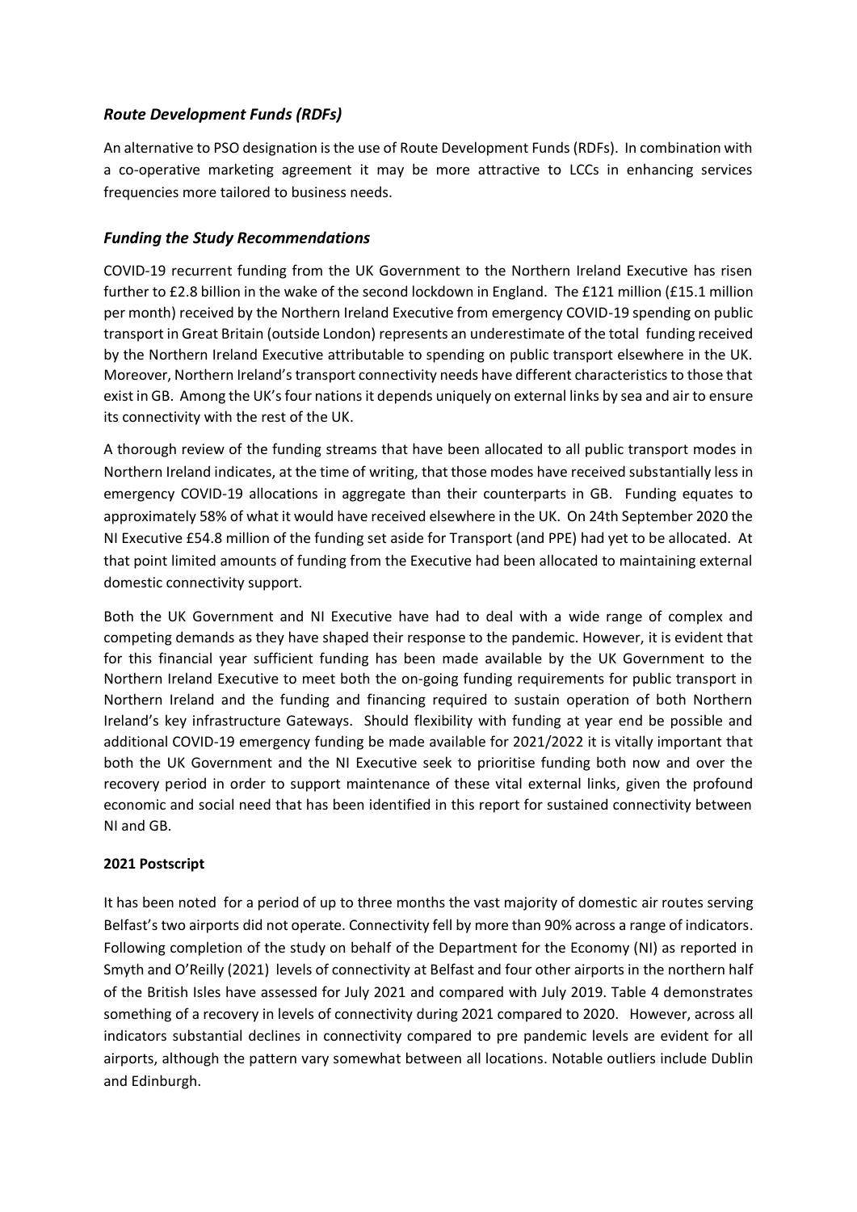### *Route Development Funds (RDFs)*

An alternative to PSO designation is the use of Route Development Funds (RDFs). In combination with a co-operative marketing agreement it may be more attractive to LCCs in enhancing services frequencies more tailored to business needs.

### *Funding the Study Recommendations*

COVID-19 recurrent funding from the UK Government to the Northern Ireland Executive has risen further to £2.8 billion in the wake of the second lockdown in England. The £121 million (£15.1 million per month) received by the Northern Ireland Executive from emergency COVID-19 spending on public transport in Great Britain (outside London) represents an underestimate of the total funding received by the Northern Ireland Executive attributable to spending on public transport elsewhere in the UK. Moreover, Northern Ireland's transport connectivity needs have different characteristics to those that exist in GB. Among the UK's four nations it depends uniquely on external links by sea and air to ensure its connectivity with the rest of the UK.

A thorough review of the funding streams that have been allocated to all public transport modes in Northern Ireland indicates, at the time of writing, that those modes have received substantially less in emergency COVID-19 allocations in aggregate than their counterparts in GB. Funding equates to approximately 58% of what it would have received elsewhere in the UK. On 24th September 2020 the NI Executive £54.8 million of the funding set aside for Transport (and PPE) had yet to be allocated. At that point limited amounts of funding from the Executive had been allocated to maintaining external domestic connectivity support.

Both the UK Government and NI Executive have had to deal with a wide range of complex and competing demands as they have shaped their response to the pandemic. However, it is evident that for this financial year sufficient funding has been made available by the UK Government to the Northern Ireland Executive to meet both the on-going funding requirements for public transport in Northern Ireland and the funding and financing required to sustain operation of both Northern Ireland's key infrastructure Gateways. Should flexibility with funding at year end be possible and additional COVID-19 emergency funding be made available for 2021/2022 it is vitally important that both the UK Government and the NI Executive seek to prioritise funding both now and over the recovery period in order to support maintenance of these vital external links, given the profound economic and social need that has been identified in this report for sustained connectivity between NI and GB.

**2021 Postscript**

It has been noted for a period of up to three months the vast majority of domestic air routes serving Belfast's two airports did not operate. Connectivity fell by more than 90% across a range of indicators. Following completion of the study on behalf of the Department for the Economy (NI) as reported in Smyth and O'Reilly (2021) levels of connectivity at Belfast and four other airports in the northern half of the British Isles have assessed for July 2021 and compared with July 2019. Table 4 demonstrates something of a recovery in levels of connectivity during 2021 compared to 2020. However, across all indicators substantial declines in connectivity compared to pre pandemic levels are evident for all airports, although the pattern vary somewhat between all locations. Notable outliers include Dublin and Edinburgh.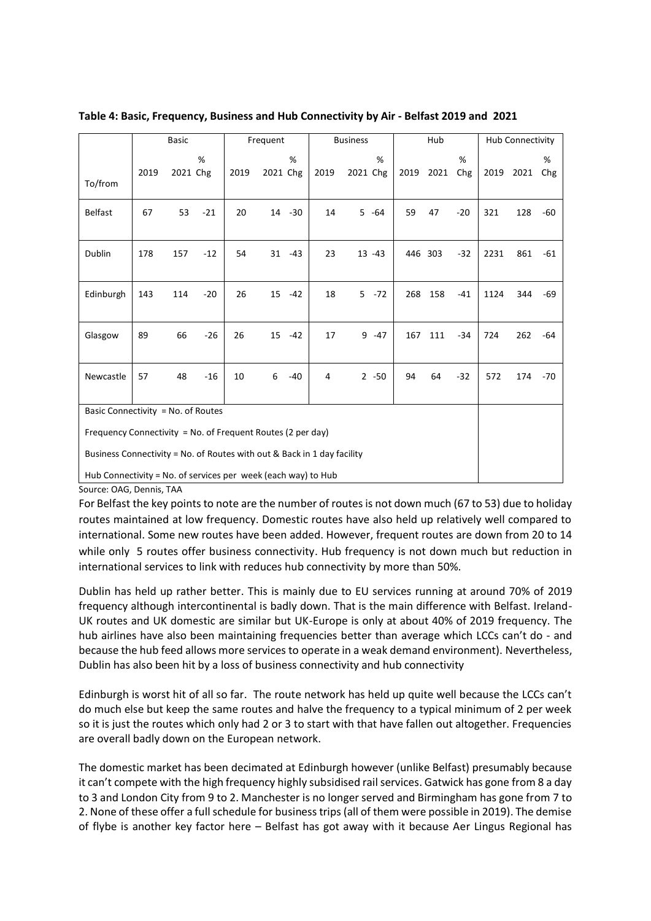**Table 4: Basic, Frequency, Business and Hub Connectivity by Air - Belfast 2019 and 2021**

| To/from | Basic | | | Frequent | | | Business | | | Hub | | | Hub Connectivity | | |
|---|---|---|---|---|---|---|---|---|---|---|---|---|---|---|---|
| | 2019 | 2021 | % Chg | 2019 | 2021 | % Chg | 2019 | 2021 | % Chg | 2019 | 2021 | % Chg | 2019 | 2021 | % Chg |
| Belfast | 67 | 53 | -21 | 20 | 14 | -30 | 14 | 5 | -64 | 59 | 47 | -20 | 321 | 128 | -60 |
| Dublin | 178 | 157 | -12 | 54 | 31 | -43 | 23 | 13 | -43 | 446 | 303 | -32 | 2231 | 861 | -61 |
| Edinburgh | 143 | 114 | -20 | 26 | 15 | -42 | 18 | 5 | -72 | 268 | 158 | -41 | 1124 | 344 | -69 |
| Glasgow | 89 | 66 | -26 | 26 | 15 | -42 | 17 | 9 | -47 | 167 | 111 | -34 | 724 | 262 | -64 |
| Newcastle | 57 | 48 | -16 | 10 | 6 | -40 | 4 | 2 | -50 | 94 | 64 | -32 | 572 | 174 | -70 |

Basic Connectivity = No. of Routes

Frequency Connectivity = No. of Frequent Routes (2 per day)

Business Connectivity = No. of Routes with out & Back in 1 day facility

Hub Connectivity = No. of services per week (each way) to Hub

Source: OAG, Dennis, TAA

For Belfast the key points to note are the number of routes is not down much (67 to 53) due to holiday routes maintained at low frequency. Domestic routes have also held up relatively well compared to international. Some new routes have been added. However, frequent routes are down from 20 to 14 while only 5 routes offer business connectivity. Hub frequency is not down much but reduction in international services to link with reduces hub connectivity by more than 50%.

Dublin has held up rather better. This is mainly due to EU services running at around 70% of 2019 frequency although intercontinental is badly down. That is the main difference with Belfast. Ireland-UK routes and UK domestic are similar but UK-Europe is only at about 40% of 2019 frequency. The hub airlines have also been maintaining frequencies better than average which LCCs can't do - and because the hub feed allows more services to operate in a weak demand environment). Nevertheless, Dublin has also been hit by a loss of business connectivity and hub connectivity

Edinburgh is worst hit of all so far. The route network has held up quite well because the LCCs can't do much else but keep the same routes and halve the frequency to a typical minimum of 2 per week so it is just the routes which only had 2 or 3 to start with that have fallen out altogether. Frequencies are overall badly down on the European network.

The domestic market has been decimated at Edinburgh however (unlike Belfast) presumably because it can't compete with the high frequency highly subsidised rail services. Gatwick has gone from 8 a day to 3 and London City from 9 to 2. Manchester is no longer served and Birmingham has gone from 7 to 2. None of these offer a full schedule for business trips (all of them were possible in 2019). The demise of flybe is another key factor here – Belfast has got away with it because Aer Lingus Regional has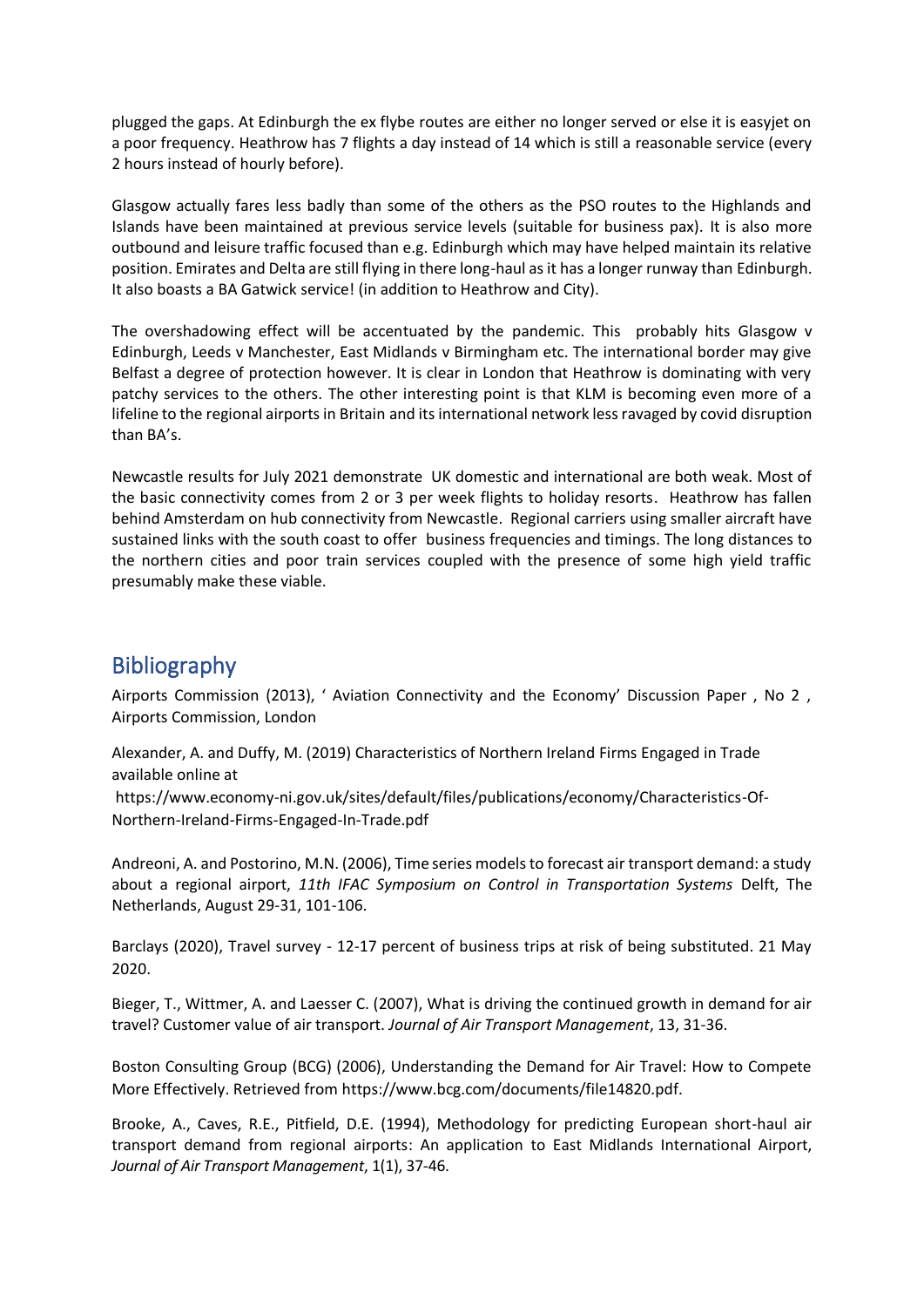plugged the gaps. At Edinburgh the ex flybe routes are either no longer served or else it is easyjet on a poor frequency. Heathrow has 7 flights a day instead of 14 which is still a reasonable service (every 2 hours instead of hourly before).

Glasgow actually fares less badly than some of the others as the PSO routes to the Highlands and Islands have been maintained at previous service levels (suitable for business pax). It is also more outbound and leisure traffic focused than e.g. Edinburgh which may have helped maintain its relative position. Emirates and Delta are still flying in there long-haul as it has a longer runway than Edinburgh. It also boasts a BA Gatwick service! (in addition to Heathrow and City).

The overshadowing effect will be accentuated by the pandemic. This probably hits Glasgow v Edinburgh, Leeds v Manchester, East Midlands v Birmingham etc. The international border may give Belfast a degree of protection however. It is clear in London that Heathrow is dominating with very patchy services to the others. The other interesting point is that KLM is becoming even more of a lifeline to the regional airports in Britain and its international network less ravaged by covid disruption than BA's.

Newcastle results for July 2021 demonstrate UK domestic and international are both weak. Most of the basic connectivity comes from 2 or 3 per week flights to holiday resorts. Heathrow has fallen behind Amsterdam on hub connectivity from Newcastle. Regional carriers using smaller aircraft have sustained links with the south coast to offer business frequencies and timings. The long distances to the northern cities and poor train services coupled with the presence of some high yield traffic presumably make these viable.

## Bibliography

Airports Commission (2013), ' Aviation Connectivity and the Economy' Discussion Paper , No 2 , Airports Commission, London

Alexander, A. and Duffy, M. (2019) Characteristics of Northern Ireland Firms Engaged in Trade available online at https://www.economy-ni.gov.uk/sites/default/files/publications/economy/Characteristics-Of-Northern-Ireland-Firms-Engaged-In-Trade.pdf

Andreoni, A. and Postorino, M.N. (2006), Time series models to forecast air transport demand: a study about a regional airport, *11th IFAC Symposium on Control in Transportation Systems* Delft, The Netherlands, August 29-31, 101-106.

Barclays (2020), Travel survey - 12-17 percent of business trips at risk of being substituted. 21 May 2020.

Bieger, T., Wittmer, A. and Laesser C. (2007), What is driving the continued growth in demand for air travel? Customer value of air transport. *Journal of Air Transport Management*, 13, 31-36.

Boston Consulting Group (BCG) (2006), Understanding the Demand for Air Travel: How to Compete More Effectively. Retrieved from https://www.bcg.com/documents/file14820.pdf.

Brooke, A., Caves, R.E., Pitfield, D.E. (1994), Methodology for predicting European short-haul air transport demand from regional airports: An application to East Midlands International Airport, *Journal of Air Transport Management*, 1(1), 37-46.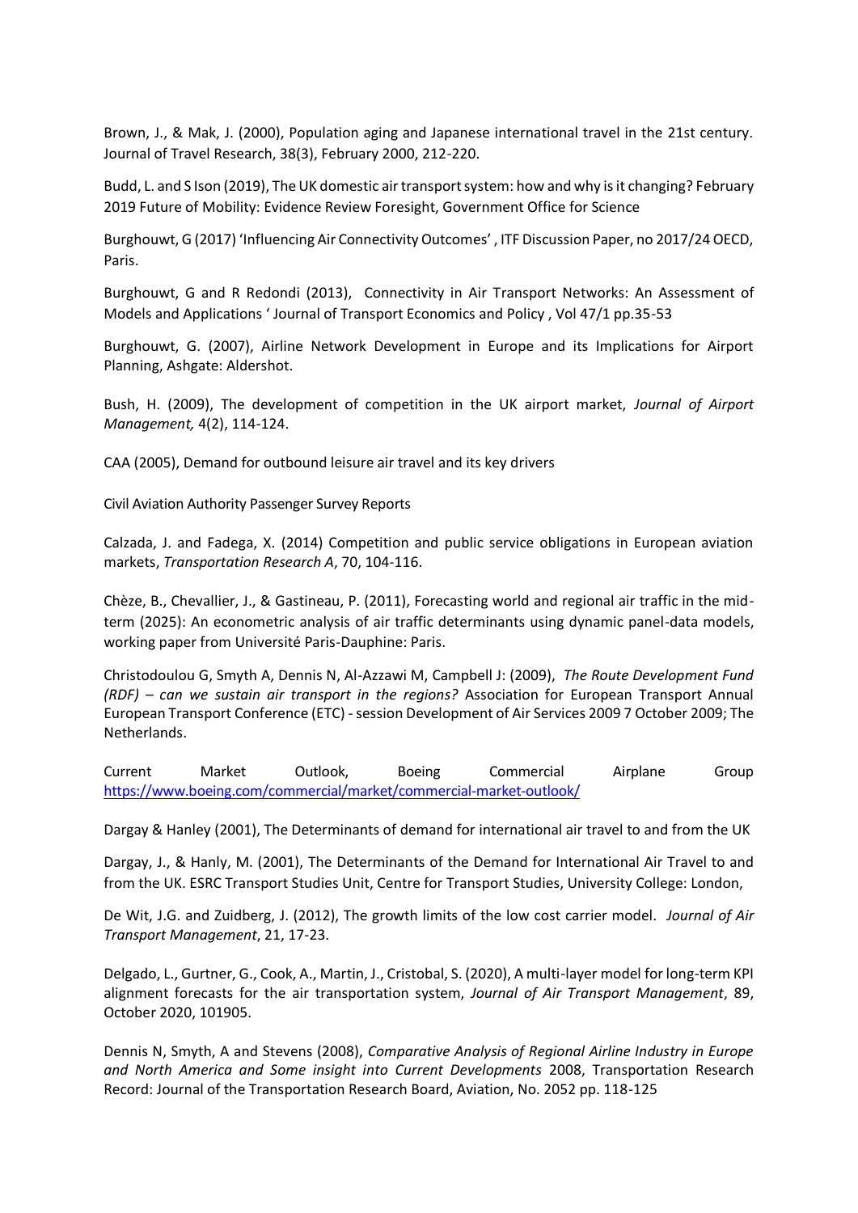Brown, J., & Mak, J. (2000), Population aging and Japanese international travel in the 21st century. Journal of Travel Research, 38(3), February 2000, 212-220.

Budd, L. and S Ison (2019), The UK domestic air transport system: how and why is it changing? February 2019 Future of Mobility: Evidence Review Foresight, Government Office for Science

Burghouwt, G (2017) 'Influencing Air Connectivity Outcomes' , ITF Discussion Paper, no 2017/24 OECD, Paris.

Burghouwt, G and R Redondi (2013), Connectivity in Air Transport Networks: An Assessment of Models and Applications ' Journal of Transport Economics and Policy , Vol 47/1 pp.35-53

Burghouwt, G. (2007), Airline Network Development in Europe and its Implications for Airport Planning, Ashgate: Aldershot.

Bush, H. (2009), The development of competition in the UK airport market, *Journal of Airport Management,* 4(2), 114-124.

CAA (2005), Demand for outbound leisure air travel and its key drivers

Civil Aviation Authority Passenger Survey Reports

Calzada, J. and Fadega, X. (2014) Competition and public service obligations in European aviation markets, *Transportation Research A*, 70, 104-116.

Chèze, B., Chevallier, J., & Gastineau, P. (2011), Forecasting world and regional air traffic in the mid-term (2025): An econometric analysis of air traffic determinants using dynamic panel-data models, working paper from Université Paris-Dauphine: Paris.

Christodoulou G, Smyth A, Dennis N, Al-Azzawi M, Campbell J: (2009), *The Route Development Fund (RDF) – can we sustain air transport in the regions?* Association for European Transport Annual European Transport Conference (ETC) - session Development of Air Services 2009 7 October 2009; The Netherlands.

Current Market Outlook, Boeing Commercial Airplane Group https://www.boeing.com/commercial/market/commercial-market-outlook/

Dargay & Hanley (2001), The Determinants of demand for international air travel to and from the UK

Dargay, J., & Hanly, M. (2001), The Determinants of the Demand for International Air Travel to and from the UK. ESRC Transport Studies Unit, Centre for Transport Studies, University College: London,

De Wit, J.G. and Zuidberg, J. (2012), The growth limits of the low cost carrier model. *Journal of Air Transport Management*, 21, 17-23.

Delgado, L., Gurtner, G., Cook, A., Martin, J., Cristobal, S. (2020), A multi-layer model for long-term KPI alignment forecasts for the air transportation system, *Journal of Air Transport Management*, 89, October 2020, 101905.

Dennis N, Smyth, A and Stevens (2008), *Comparative Analysis of Regional Airline Industry in Europe and North America and Some insight into Current Developments* 2008, Transportation Research Record: Journal of the Transportation Research Board, Aviation, No. 2052 pp. 118-125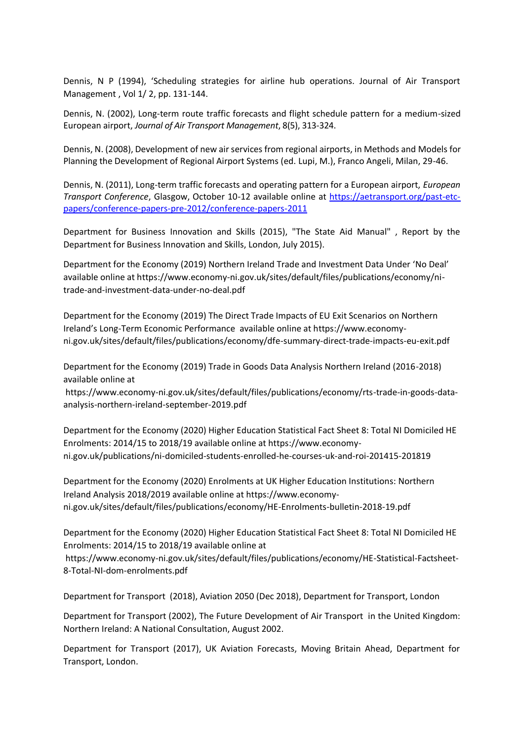Dennis, N P (1994), 'Scheduling strategies for airline hub operations. Journal of Air Transport Management , Vol 1/ 2, pp. 131-144.

Dennis, N. (2002), Long-term route traffic forecasts and flight schedule pattern for a medium-sized European airport, *Journal of Air Transport Management*, 8(5), 313-324.

Dennis, N. (2008), Development of new air services from regional airports, in Methods and Models for Planning the Development of Regional Airport Systems (ed. Lupi, M.), Franco Angeli, Milan, 29-46.

Dennis, N. (2011), Long-term traffic forecasts and operating pattern for a European airport, *European Transport Conference*, Glasgow, October 10-12 available online at https://aetransport.org/past-etc-papers/conference-papers-pre-2012/conference-papers-2011

Department for Business Innovation and Skills (2015), "The State Aid Manual" , Report by the Department for Business Innovation and Skills, London, July 2015).

Department for the Economy (2019) Northern Ireland Trade and Investment Data Under 'No Deal' available online at https://www.economy-ni.gov.uk/sites/default/files/publications/economy/ni-trade-and-investment-data-under-no-deal.pdf

Department for the Economy (2019) The Direct Trade Impacts of EU Exit Scenarios on Northern Ireland's Long-Term Economic Performance available online at https://www.economy-ni.gov.uk/sites/default/files/publications/economy/dfe-summary-direct-trade-impacts-eu-exit.pdf

Department for the Economy (2019) Trade in Goods Data Analysis Northern Ireland (2016-2018) available online at https://www.economy-ni.gov.uk/sites/default/files/publications/economy/rts-trade-in-goods-data-analysis-northern-ireland-september-2019.pdf

Department for the Economy (2020) Higher Education Statistical Fact Sheet 8: Total NI Domiciled HE Enrolments: 2014/15 to 2018/19 available online at https://www.economy-ni.gov.uk/publications/ni-domiciled-students-enrolled-he-courses-uk-and-roi-201415-201819

Department for the Economy (2020) Enrolments at UK Higher Education Institutions: Northern Ireland Analysis 2018/2019 available online at https://www.economy-ni.gov.uk/sites/default/files/publications/economy/HE-Enrolments-bulletin-2018-19.pdf

Department for the Economy (2020) Higher Education Statistical Fact Sheet 8: Total NI Domiciled HE Enrolments: 2014/15 to 2018/19 available online at https://www.economy-ni.gov.uk/sites/default/files/publications/economy/HE-Statistical-Factsheet-8-Total-NI-dom-enrolments.pdf

Department for Transport (2018), Aviation 2050 (Dec 2018), Department for Transport, London

Department for Transport (2002), The Future Development of Air Transport in the United Kingdom: Northern Ireland: A National Consultation, August 2002.

Department for Transport (2017), UK Aviation Forecasts, Moving Britain Ahead, Department for Transport, London.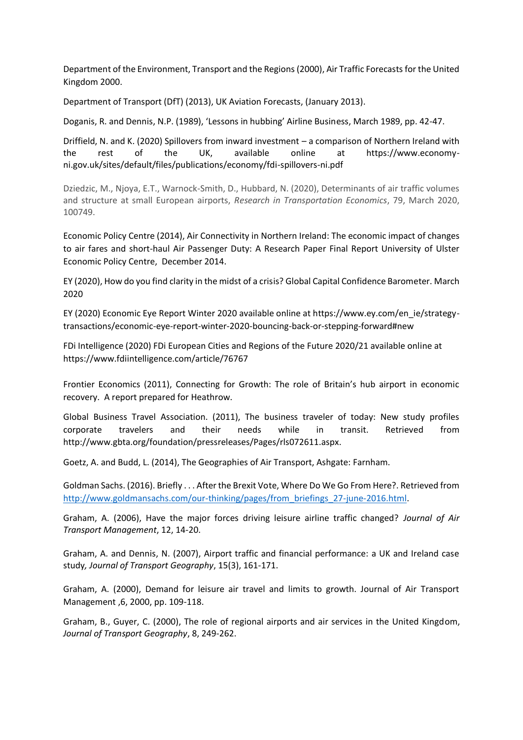Department of the Environment, Transport and the Regions (2000), Air Traffic Forecasts for the United Kingdom 2000.

Department of Transport (DfT) (2013), UK Aviation Forecasts, (January 2013).

Doganis, R. and Dennis, N.P. (1989), 'Lessons in hubbing' Airline Business, March 1989, pp. 42-47.

Driffield, N. and K. (2020) Spillovers from inward investment – a comparison of Northern Ireland with the rest of the UK, available online at https://www.economy-ni.gov.uk/sites/default/files/publications/economy/fdi-spillovers-ni.pdf

Dziedzic, M., Njoya, E.T., Warnock-Smith, D., Hubbard, N. (2020), Determinants of air traffic volumes and structure at small European airports, *Research in Transportation Economics*, 79, March 2020, 100749.

Economic Policy Centre (2014), Air Connectivity in Northern Ireland: The economic impact of changes to air fares and short-haul Air Passenger Duty: A Research Paper Final Report University of Ulster Economic Policy Centre, December 2014.

EY (2020), How do you find clarity in the midst of a crisis? Global Capital Confidence Barometer. March 2020

EY (2020) Economic Eye Report Winter 2020 available online at https://www.ey.com/en_ie/strategy-transactions/economic-eye-report-winter-2020-bouncing-back-or-stepping-forward#new

FDi Intelligence (2020) FDi European Cities and Regions of the Future 2020/21 available online at https://www.fdiintelligence.com/article/76767

Frontier Economics (2011), Connecting for Growth: The role of Britain's hub airport in economic recovery. A report prepared for Heathrow.

Global Business Travel Association. (2011), The business traveler of today: New study profiles corporate travelers and their needs while in transit. Retrieved from http://www.gbta.org/foundation/pressreleases/Pages/rls072611.aspx.

Goetz, A. and Budd, L. (2014), The Geographies of Air Transport, Ashgate: Farnham.

Goldman Sachs. (2016). Briefly . . . After the Brexit Vote, Where Do We Go From Here?. Retrieved from http://www.goldmansachs.com/our-thinking/pages/from_briefings_27-june-2016.html.

Graham, A. (2006), Have the major forces driving leisure airline traffic changed? *Journal of Air Transport Management*, 12, 14-20.

Graham, A. and Dennis, N. (2007), Airport traffic and financial performance: a UK and Ireland case study*, Journal of Transport Geography*, 15(3), 161-171.

Graham, A. (2000), Demand for leisure air travel and limits to growth. Journal of Air Transport Management ,6, 2000, pp. 109-118.

Graham, B., Guyer, C. (2000), The role of regional airports and air services in the United Kingdom, *Journal of Transport Geography*, 8, 249-262.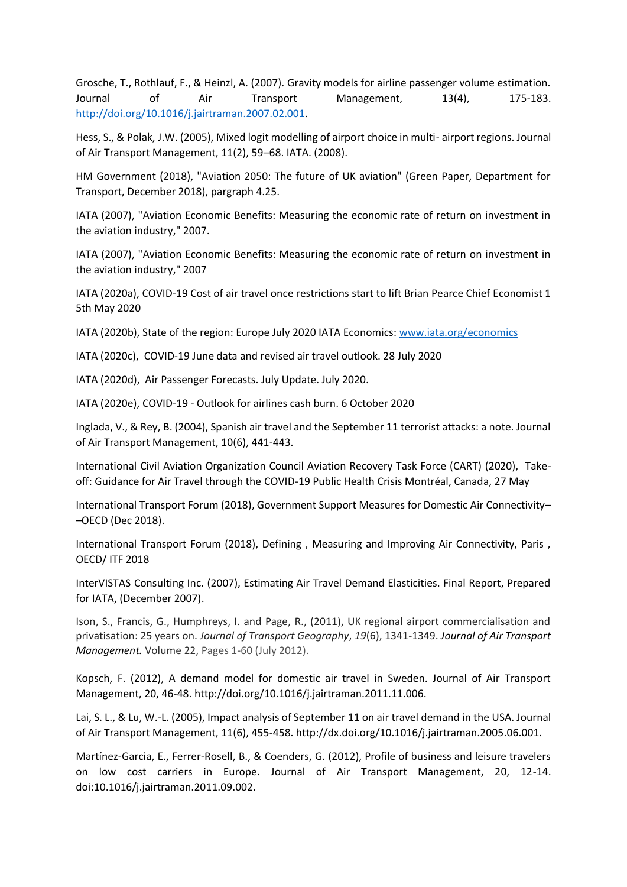Grosche, T., Rothlauf, F., & Heinzl, A. (2007). Gravity models for airline passenger volume estimation. Journal of Air Transport Management, 13(4), 175-183. http://doi.org/10.1016/j.jairtraman.2007.02.001.

Hess, S., & Polak, J.W. (2005), Mixed logit modelling of airport choice in multi- airport regions. Journal of Air Transport Management, 11(2), 59–68. IATA. (2008).

HM Government (2018), "Aviation 2050: The future of UK aviation" (Green Paper, Department for Transport, December 2018), pargraph 4.25.

IATA (2007), "Aviation Economic Benefits: Measuring the economic rate of return on investment in the aviation industry," 2007.

IATA (2007), "Aviation Economic Benefits: Measuring the economic rate of return on investment in the aviation industry," 2007

IATA (2020a), COVID-19 Cost of air travel once restrictions start to lift Brian Pearce Chief Economist 1 5th May 2020

IATA (2020b), State of the region: Europe July 2020 IATA Economics: www.iata.org/economics

IATA (2020c), COVID-19 June data and revised air travel outlook. 28 July 2020

IATA (2020d), Air Passenger Forecasts. July Update. July 2020.

IATA (2020e), COVID-19 - Outlook for airlines cash burn. 6 October 2020

Inglada, V., & Rey, B. (2004), Spanish air travel and the September 11 terrorist attacks: a note. Journal of Air Transport Management, 10(6), 441-443.

International Civil Aviation Organization Council Aviation Recovery Task Force (CART) (2020), Take-off: Guidance for Air Travel through the COVID-19 Public Health Crisis Montréal, Canada, 27 May

International Transport Forum (2018), Government Support Measures for Domestic Air Connectivity––OECD (Dec 2018).

International Transport Forum (2018), Defining , Measuring and Improving Air Connectivity, Paris , OECD/ ITF 2018

InterVISTAS Consulting Inc. (2007), Estimating Air Travel Demand Elasticities. Final Report, Prepared for IATA, (December 2007).

Ison, S., Francis, G., Humphreys, I. and Page, R., (2011), UK regional airport commercialisation and privatisation: 25 years on. *Journal of Transport Geography*, *19*(6), 1341-1349. *Journal of Air Transport Management.* Volume 22, Pages 1-60 (July 2012).

Kopsch, F. (2012), A demand model for domestic air travel in Sweden. Journal of Air Transport Management, 20, 46-48. http://doi.org/10.1016/j.jairtraman.2011.11.006.

Lai, S. L., & Lu, W.-L. (2005), Impact analysis of September 11 on air travel demand in the USA. Journal of Air Transport Management, 11(6), 455-458. http://dx.doi.org/10.1016/j.jairtraman.2005.06.001.

Martínez-Garcia, E., Ferrer-Rosell, B., & Coenders, G. (2012), Profile of business and leisure travelers on low cost carriers in Europe. Journal of Air Transport Management, 20, 12-14. doi:10.1016/j.jairtraman.2011.09.002.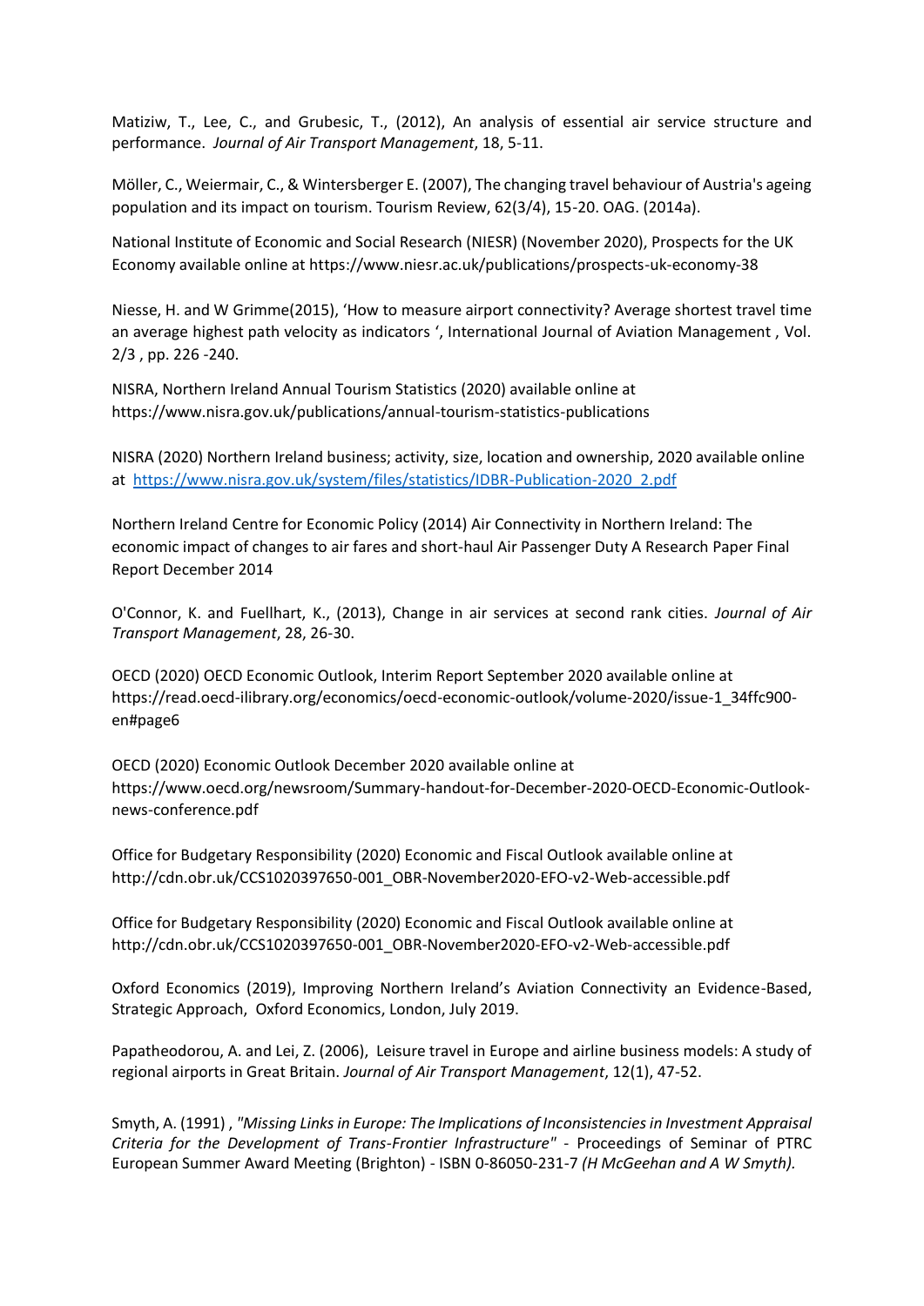Matiziw, T., Lee, C., and Grubesic, T., (2012), An analysis of essential air service structure and performance. *Journal of Air Transport Management*, 18, 5-11.

Möller, C., Weiermair, C., & Wintersberger E. (2007), The changing travel behaviour of Austria's ageing population and its impact on tourism. Tourism Review, 62(3/4), 15-20. OAG. (2014a).

National Institute of Economic and Social Research (NIESR) (November 2020), Prospects for the UK Economy available online at https://www.niesr.ac.uk/publications/prospects-uk-economy-38

Niesse, H. and W Grimme(2015), 'How to measure airport connectivity? Average shortest travel time an average highest path velocity as indicators ', International Journal of Aviation Management , Vol. 2/3 , pp. 226 -240.

NISRA, Northern Ireland Annual Tourism Statistics (2020) available online at https://www.nisra.gov.uk/publications/annual-tourism-statistics-publications

NISRA (2020) Northern Ireland business; activity, size, location and ownership, 2020 available online at [https://www.nisra.gov.uk/system/files/statistics/IDBR-Publication-2020_2.pdf](https://www.nisra.gov.uk/system/files/statistics/IDBR-Publication-2020_2.pdf)

Northern Ireland Centre for Economic Policy (2014) Air Connectivity in Northern Ireland: The economic impact of changes to air fares and short-haul Air Passenger Duty A Research Paper Final Report December 2014

O'Connor, K. and Fuellhart, K., (2013), Change in air services at second rank cities. *Journal of Air Transport Management*, 28, 26-30.

OECD (2020) OECD Economic Outlook, Interim Report September 2020 available online at https://read.oecd-ilibrary.org/economics/oecd-economic-outlook/volume-2020/issue-1_34ffc900-en#page6

OECD (2020) Economic Outlook December 2020 available online at https://www.oecd.org/newsroom/Summary-handout-for-December-2020-OECD-Economic-Outlook-news-conference.pdf

Office for Budgetary Responsibility (2020) Economic and Fiscal Outlook available online at http://cdn.obr.uk/CCS1020397650-001_OBR-November2020-EFO-v2-Web-accessible.pdf

Office for Budgetary Responsibility (2020) Economic and Fiscal Outlook available online at http://cdn.obr.uk/CCS1020397650-001_OBR-November2020-EFO-v2-Web-accessible.pdf

Oxford Economics (2019), Improving Northern Ireland's Aviation Connectivity an Evidence-Based, Strategic Approach, Oxford Economics, London, July 2019.

Papatheodorou, A. and Lei, Z. (2006), Leisure travel in Europe and airline business models: A study of regional airports in Great Britain. *Journal of Air Transport Management*, 12(1), 47-52.

Smyth, A. (1991) , *"Missing Links in Europe: The Implications of Inconsistencies in Investment Appraisal Criteria for the Development of Trans-Frontier Infrastructure"* - Proceedings of Seminar of PTRC European Summer Award Meeting (Brighton) - ISBN 0-86050-231-7 *(H McGeehan and A W Smyth).*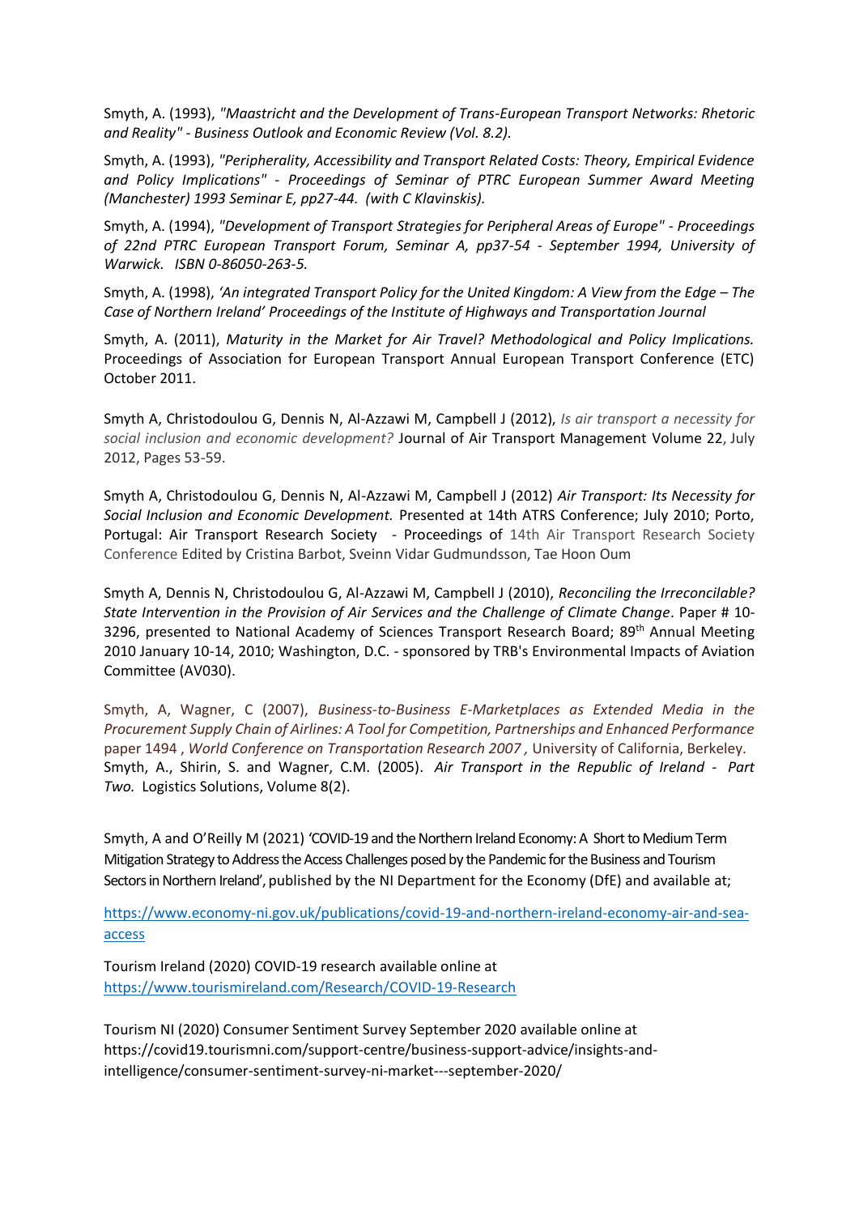Smyth, A. (1993), *"Maastricht and the Development of Trans-European Transport Networks: Rhetoric and Reality" - Business Outlook and Economic Review (Vol. 8.2).*

Smyth, A. (1993), *"Peripherality, Accessibility and Transport Related Costs: Theory, Empirical Evidence and Policy Implications" - Proceedings of Seminar of PTRC European Summer Award Meeting (Manchester) 1993 Seminar E, pp27-44. (with C Klavinskis).*

Smyth, A. (1994), *"Development of Transport Strategies for Peripheral Areas of Europe" - Proceedings of 22nd PTRC European Transport Forum, Seminar A, pp37-54 - September 1994, University of Warwick. ISBN 0-86050-263-5.*

Smyth, A. (1998), *'An integrated Transport Policy for the United Kingdom: A View from the Edge – The Case of Northern Ireland' Proceedings of the Institute of Highways and Transportation Journal*

Smyth, A. (2011), *Maturity in the Market for Air Travel? Methodological and Policy Implications.* Proceedings of Association for European Transport Annual European Transport Conference (ETC) October 2011.

Smyth A, Christodoulou G, Dennis N, Al-Azzawi M, Campbell J (2012), *Is air transport a necessity for social inclusion and economic development?* Journal of Air Transport Management Volume 22, July 2012, Pages 53-59.

Smyth A, Christodoulou G, Dennis N, Al-Azzawi M, Campbell J (2012) *Air Transport: Its Necessity for Social Inclusion and Economic Development.* Presented at 14th ATRS Conference; July 2010; Porto, Portugal: Air Transport Research Society - Proceedings of 14th Air Transport Research Society Conference Edited by Cristina Barbot, Sveinn Vidar Gudmundsson, Tae Hoon Oum

Smyth A, Dennis N, Christodoulou G, Al-Azzawi M, Campbell J (2010), *Reconciling the Irreconcilable? State Intervention in the Provision of Air Services and the Challenge of Climate Change*. Paper # 10-3296, presented to National Academy of Sciences Transport Research Board; 89th Annual Meeting 2010 January 10-14, 2010; Washington, D.C. - sponsored by TRB's Environmental Impacts of Aviation Committee (AV030).

Smyth, A, Wagner, C (2007), *Business-to-Business E-Marketplaces as Extended Media in the Procurement Supply Chain of Airlines: A Tool for Competition, Partnerships and Enhanced Performance* paper 1494 , *World Conference on Transportation Research 2007 ,* University of California, Berkeley.
Smyth, A., Shirin, S. and Wagner, C.M. (2005). *Air Transport in the Republic of Ireland - Part Two.* Logistics Solutions, Volume 8(2).

Smyth, A and O'Reilly M (2021) 'COVID-19 and the Northern Ireland Economy: A Short to Medium Term Mitigation Strategy to Address the Access Challenges posed by the Pandemic for the Business and Tourism Sectors in Northern Ireland', published by the NI Department for the Economy (DfE) and available at;

https://www.economy-ni.gov.uk/publications/covid-19-and-northern-ireland-economy-air-and-sea-access

Tourism Ireland (2020) COVID-19 research available online at
https://www.tourismireland.com/Research/COVID-19-Research

Tourism NI (2020) Consumer Sentiment Survey September 2020 available online at
https://covid19.tourismni.com/support-centre/business-support-advice/insights-and-intelligence/consumer-sentiment-survey-ni-market---september-2020/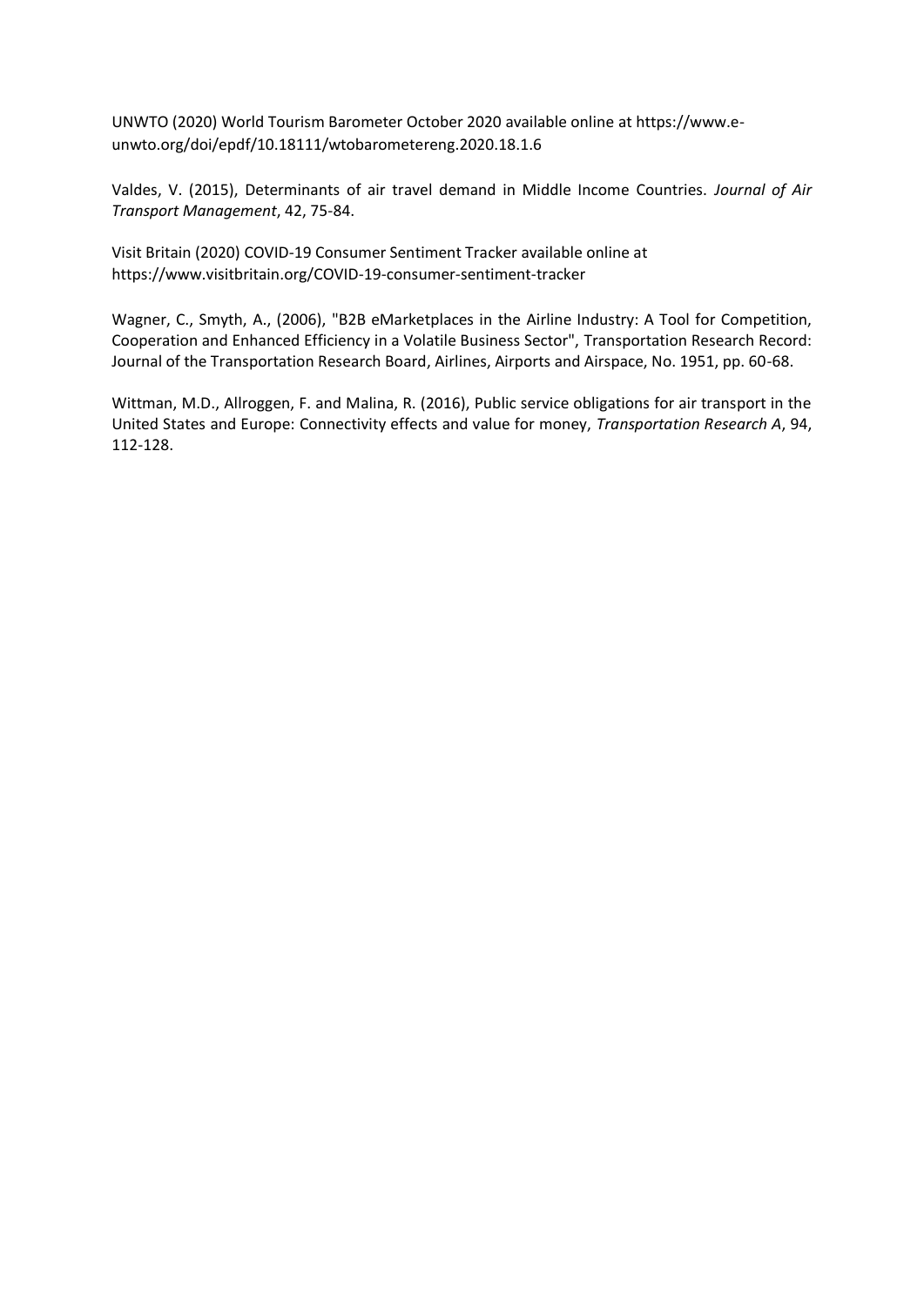UNWTO (2020) World Tourism Barometer October 2020 available online at https://www.e-unwto.org/doi/epdf/10.18111/wtobarometereng.2020.18.1.6

Valdes, V. (2015), Determinants of air travel demand in Middle Income Countries. *Journal of Air Transport Management*, 42, 75-84.

Visit Britain (2020) COVID-19 Consumer Sentiment Tracker available online at https://www.visitbritain.org/COVID-19-consumer-sentiment-tracker

Wagner, C., Smyth, A., (2006), "B2B eMarketplaces in the Airline Industry: A Tool for Competition, Cooperation and Enhanced Efficiency in a Volatile Business Sector", Transportation Research Record: Journal of the Transportation Research Board, Airlines, Airports and Airspace, No. 1951, pp. 60-68.

Wittman, M.D., Allroggen, F. and Malina, R. (2016), Public service obligations for air transport in the United States and Europe: Connectivity effects and value for money, *Transportation Research A*, 94, 112-128.